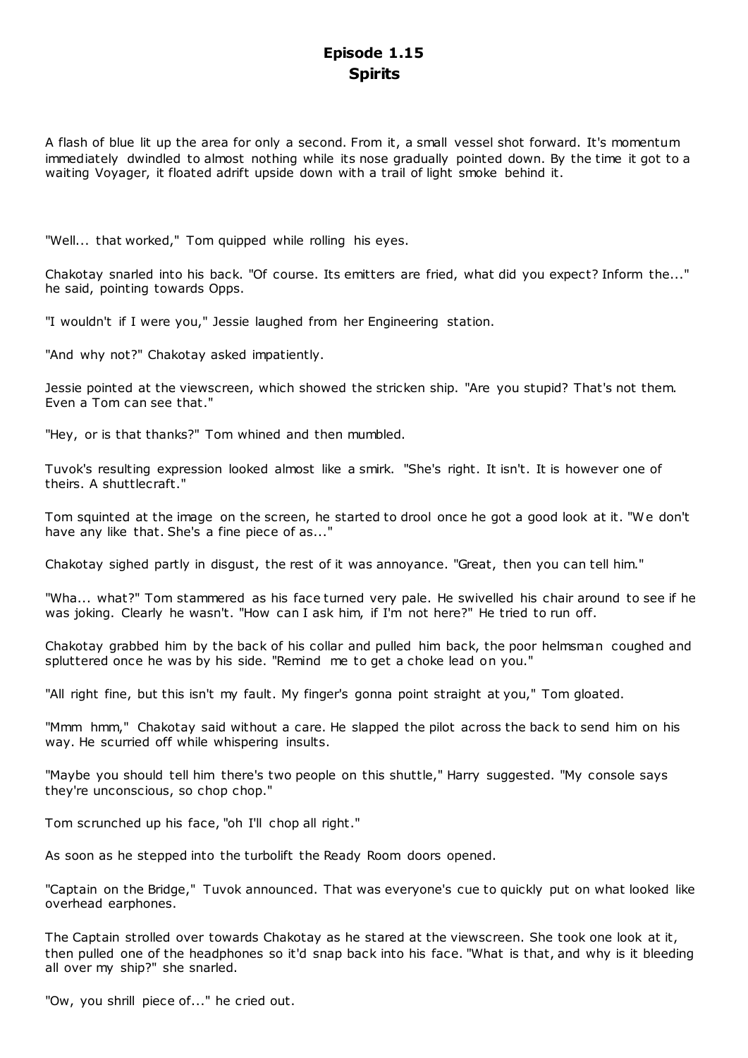# Episode 1.15
## Spirits

A flash of blue lit up the area for only a second. From it, a small vessel shot forward. It's momentum immediately dwindled to almost nothing while its nose gradually pointed down. By the time it got to a waiting Voyager, it floated adrift upside down with a trail of light smoke behind it.

"Well... that worked," Tom quipped while rolling his eyes.

Chakotay snarled into his back. "Of course. Its emitters are fried, what did you expect? Inform the..." he said, pointing towards Opps.

"I wouldn't if I were you," Jessie laughed from her Engineering station.

"And why not?" Chakotay asked impatiently.

Jessie pointed at the viewscreen, which showed the stricken ship. "Are you stupid? That's not them. Even a Tom can see that."

"Hey, or is that thanks?" Tom whined and then mumbled.

Tuvok's resulting expression looked almost like a smirk. "She's right. It isn't. It is however one of theirs. A shuttlecraft."

Tom squinted at the image on the screen, he started to drool once he got a good look at it. "We don't have any like that. She's a fine piece of as..."

Chakotay sighed partly in disgust, the rest of it was annoyance. "Great, then you can tell him."

"Wha... what?" Tom stammered as his face turned very pale. He swivelled his chair around to see if he was joking. Clearly he wasn't. "How can I ask him, if I'm not here?" He tried to run off.

Chakotay grabbed him by the back of his collar and pulled him back, the poor helmsman coughed and spluttered once he was by his side. "Remind me to get a choke lead on you."

"All right fine, but this isn't my fault. My finger's gonna point straight at you," Tom gloated.

"Mmm hmm," Chakotay said without a care. He slapped the pilot across the back to send him on his way. He scurried off while whispering insults.

"Maybe you should tell him there's two people on this shuttle," Harry suggested. "My console says they're unconscious, so chop chop."

Tom scrunched up his face, "oh I'll chop all right."

As soon as he stepped into the turbolift the Ready Room doors opened.

"Captain on the Bridge," Tuvok announced. That was everyone's cue to quickly put on what looked like overhead earphones.

The Captain strolled over towards Chakotay as he stared at the viewscreen. She took one look at it, then pulled one of the headphones so it'd snap back into his face. "What is that, and why is it bleeding all over my ship?" she snarled.

"Ow, you shrill piece of..." he cried out.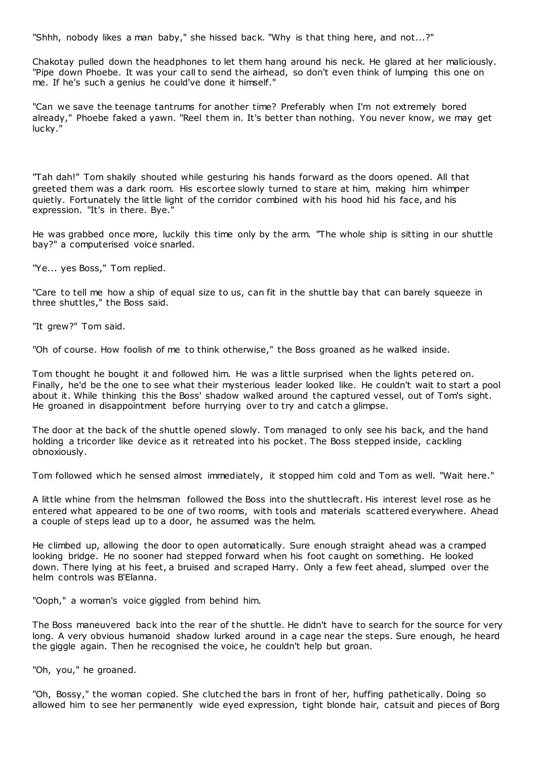"Shhh, nobody likes a man baby," she hissed back. "Why is that thing here, and not...?"

Chakotay pulled down the headphones to let them hang around his neck. He glared at her maliciously. "Pipe down Phoebe. It was your call to send the airhead, so don't even think of lumping this one on me. If he's such a genius he could've done it himself."

"Can we save the teenage tantrums for another time? Preferably when I'm not extremely bored already," Phoebe faked a yawn. "Reel them in. It's better than nothing. You never know, we may get lucky."

"Tah dah!" Tom shakily shouted while gesturing his hands forward as the doors opened. All that greeted them was a dark room. His escortee slowly turned to stare at him, making him whimper quietly. Fortunately the little light of the corridor combined with his hood hid his face, and his expression. "It's in there. Bye."

He was grabbed once more, luckily this time only by the arm. "The whole ship is sitting in our shuttle bay?" a computerised voice snarled.

"Ye... yes Boss," Tom replied.

"Care to tell me how a ship of equal size to us, can fit in the shuttle bay that can barely squeeze in three shuttles," the Boss said.

"It grew?" Tom said.

"Oh of course. How foolish of me to think otherwise," the Boss groaned as he walked inside.

Tom thought he bought it and followed him. He was a little surprised when the lights petered on. Finally, he'd be the one to see what their mysterious leader looked like. He couldn't wait to start a pool about it. While thinking this the Boss' shadow walked around the captured vessel, out of Tom's sight. He groaned in disappointment before hurrying over to try and catch a glimpse.

The door at the back of the shuttle opened slowly. Tom managed to only see his back, and the hand holding a tricorder like device as it retreated into his pocket. The Boss stepped inside, cackling obnoxiously.

Tom followed which he sensed almost immediately, it stopped him cold and Tom as well. "Wait here."

A little whine from the helmsman followed the Boss into the shuttlecraft. His interest level rose as he entered what appeared to be one of two rooms, with tools and materials scattered everywhere. Ahead a couple of steps lead up to a door, he assumed was the helm.

He climbed up, allowing the door to open automatically. Sure enough straight ahead was a cramped looking bridge. He no sooner had stepped forward when his foot caught on something. He looked down. There lying at his feet, a bruised and scraped Harry. Only a few feet ahead, slumped over the helm controls was B'Elanna.

"Ooph," a woman's voice giggled from behind him.

The Boss maneuvered back into the rear of the shuttle. He didn't have to search for the source for very long. A very obvious humanoid shadow lurked around in a cage near the steps. Sure enough, he heard the giggle again. Then he recognised the voice, he couldn't help but groan.

"Oh, you," he groaned.

"Oh, Bossy," the woman copied. She clutched the bars in front of her, huffing pathetically. Doing so allowed him to see her permanently wide eyed expression, tight blonde hair, catsuit and pieces of Borg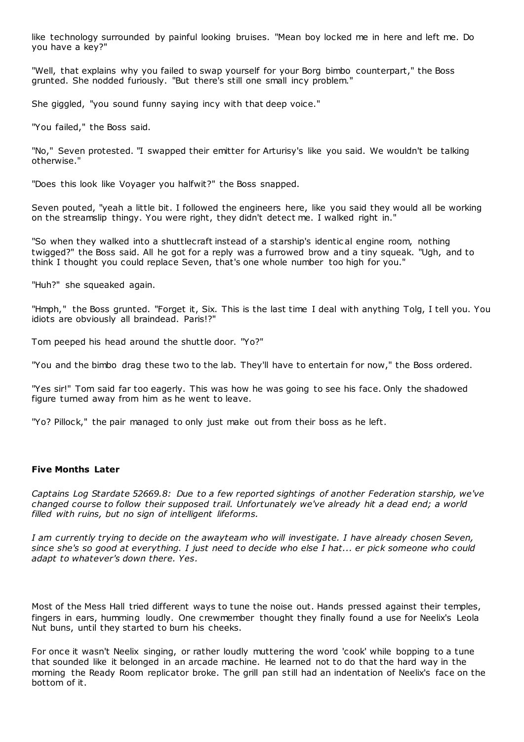like technology surrounded by painful looking bruises. "Mean boy locked me in here and left me. Do you have a key?"

"Well, that explains why you failed to swap yourself for your Borg bimbo counterpart," the Boss grunted. She nodded furiously. "But there's still one small incy problem."

She giggled, "you sound funny saying incy with that deep voice."

"You failed," the Boss said.

"No," Seven protested. "I swapped their emitter for Arturisy's like you said. We wouldn't be talking otherwise."

"Does this look like Voyager you halfwit?" the Boss snapped.

Seven pouted, "yeah a little bit. I followed the engineers here, like you said they would all be working on the streamslip thingy. You were right, they didn't detect me. I walked right in."

"So when they walked into a shuttlecraft instead of a starship's identical engine room, nothing twigged?" the Boss said. All he got for a reply was a furrowed brow and a tiny squeak. "Ugh, and to think I thought you could replace Seven, that's one whole number too high for you."

"Huh?" she squeaked again.

"Hmph," the Boss grunted. "Forget it, Six. This is the last time I deal with anything Tolg, I tell you. You idiots are obviously all braindead. Paris!?"

Tom peeped his head around the shuttle door. "Yo?"

"You and the bimbo drag these two to the lab. They'll have to entertain for now," the Boss ordered.

"Yes sir!" Tom said far too eagerly. This was how he was going to see his face. Only the shadowed figure turned away from him as he went to leave.

"Yo? Pillock," the pair managed to only just make out from their boss as he left.

**Five Months Later**

*Captains Log Stardate 52669.8: Due to a few reported sightings of another Federation starship, we've changed course to follow their supposed trail. Unfortunately we've already hit a dead end; a world filled with ruins, but no sign of intelligent lifeforms.*

*I am currently trying to decide on the awayteam who will investigate. I have already chosen Seven, since she's so good at everything. I just need to decide who else I hat... er pick someone who could adapt to whatever's down there. Yes.*

Most of the Mess Hall tried different ways to tune the noise out. Hands pressed against their temples, fingers in ears, humming loudly. One crewmember thought they finally found a use for Neelix's Leola Nut buns, until they started to burn his cheeks.

For once it wasn't Neelix singing, or rather loudly muttering the word 'cook' while bopping to a tune that sounded like it belonged in an arcade machine. He learned not to do that the hard way in the morning the Ready Room replicator broke. The grill pan still had an indentation of Neelix's face on the bottom of it.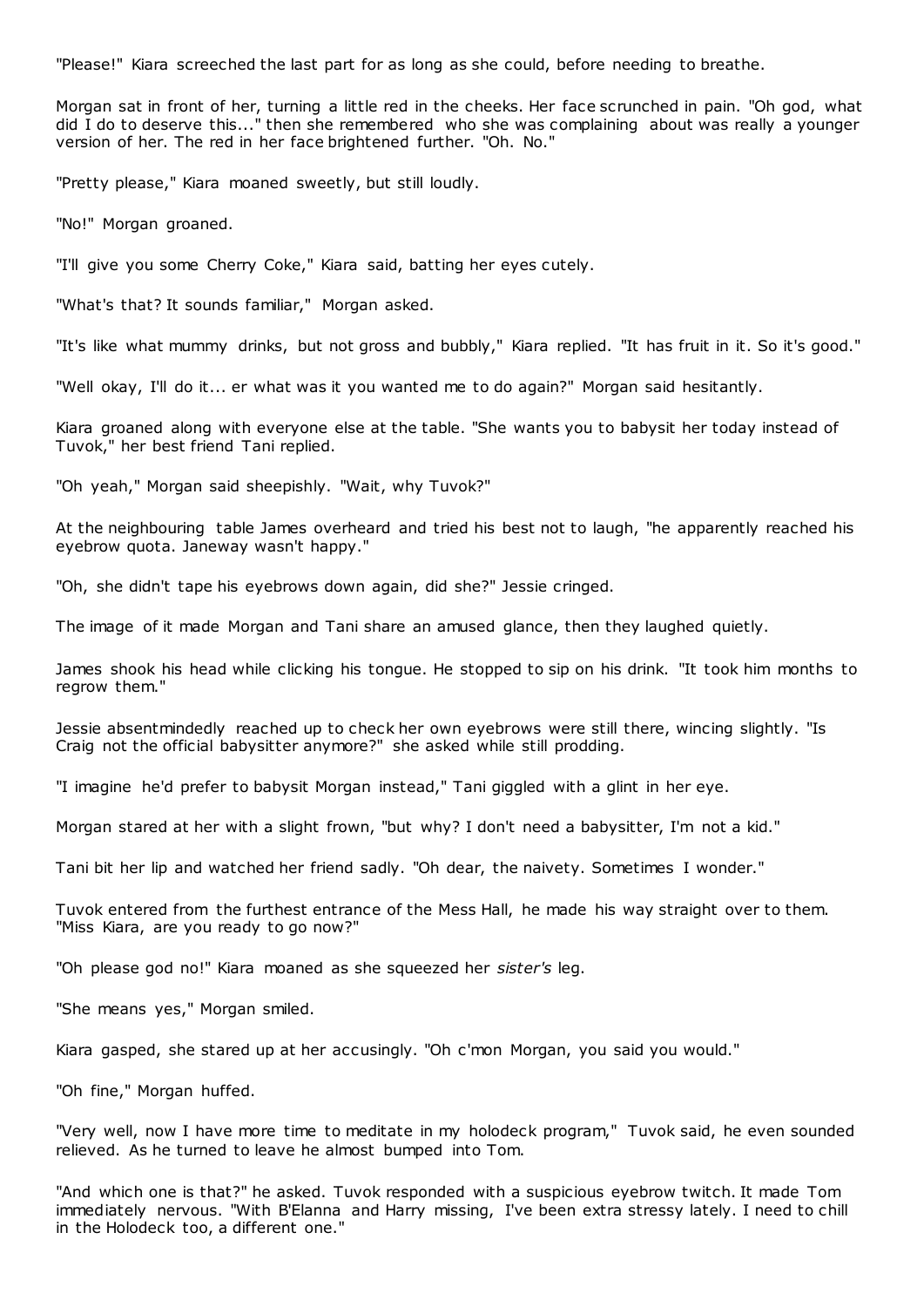"Please!" Kiara screeched the last part for as long as she could, before needing to breathe.

Morgan sat in front of her, turning a little red in the cheeks. Her face scrunched in pain. "Oh god, what did I do to deserve this..." then she remembered who she was complaining about was really a younger version of her. The red in her face brightened further. "Oh. No."

"Pretty please," Kiara moaned sweetly, but still loudly.

"No!" Morgan groaned.

"I'll give you some Cherry Coke," Kiara said, batting her eyes cutely.

"What's that? It sounds familiar," Morgan asked.

"It's like what mummy drinks, but not gross and bubbly," Kiara replied. "It has fruit in it. So it's good."

"Well okay, I'll do it... er what was it you wanted me to do again?" Morgan said hesitantly.

Kiara groaned along with everyone else at the table. "She wants you to babysit her today instead of Tuvok," her best friend Tani replied.

"Oh yeah," Morgan said sheepishly. "Wait, why Tuvok?"

At the neighbouring table James overheard and tried his best not to laugh, "he apparently reached his eyebrow quota. Janeway wasn't happy."

"Oh, she didn't tape his eyebrows down again, did she?" Jessie cringed.

The image of it made Morgan and Tani share an amused glance, then they laughed quietly.

James shook his head while clicking his tongue. He stopped to sip on his drink. "It took him months to regrow them."

Jessie absentmindedly reached up to check her own eyebrows were still there, wincing slightly. "Is Craig not the official babysitter anymore?" she asked while still prodding.

"I imagine he'd prefer to babysit Morgan instead," Tani giggled with a glint in her eye.

Morgan stared at her with a slight frown, "but why? I don't need a babysitter, I'm not a kid."

Tani bit her lip and watched her friend sadly. "Oh dear, the naivety. Sometimes I wonder."

Tuvok entered from the furthest entrance of the Mess Hall, he made his way straight over to them. "Miss Kiara, are you ready to go now?"

"Oh please god no!" Kiara moaned as she squeezed her *sister's* leg.

"She means yes," Morgan smiled.

Kiara gasped, she stared up at her accusingly. "Oh c'mon Morgan, you said you would."

"Oh fine," Morgan huffed.

"Very well, now I have more time to meditate in my holodeck program," Tuvok said, he even sounded relieved. As he turned to leave he almost bumped into Tom.

"And which one is that?" he asked. Tuvok responded with a suspicious eyebrow twitch. It made Tom immediately nervous. "With B'Elanna and Harry missing, I've been extra stressy lately. I need to chill in the Holodeck too, a different one."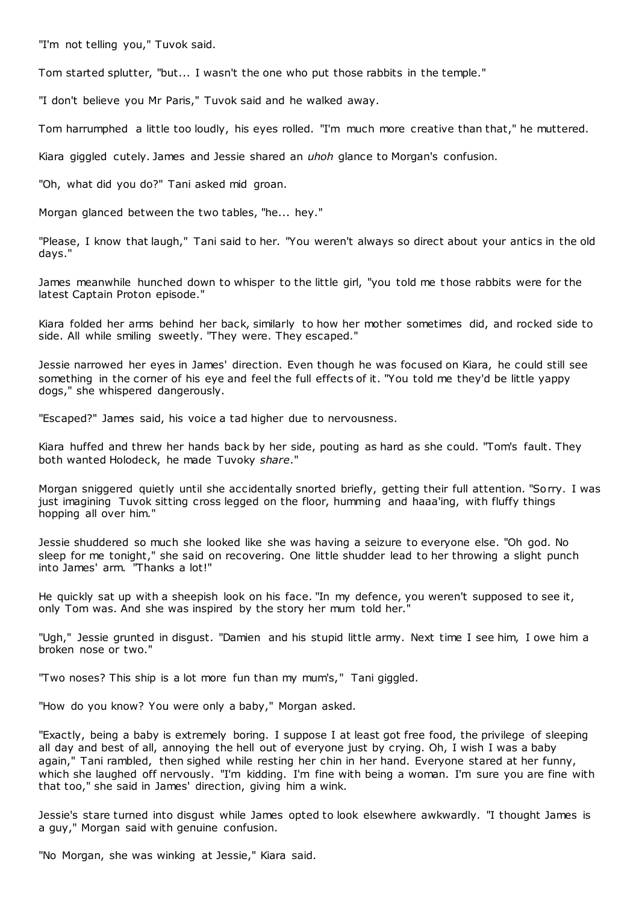"I'm not telling you," Tuvok said.

Tom started splutter, "but... I wasn't the one who put those rabbits in the temple."

"I don't believe you Mr Paris," Tuvok said and he walked away.

Tom harrumphed a little too loudly, his eyes rolled. "I'm much more creative than that," he muttered.

Kiara giggled cutely. James and Jessie shared an *uhoh* glance to Morgan's confusion.

"Oh, what did you do?" Tani asked mid groan.

Morgan glanced between the two tables, "he... hey."

"Please, I know that laugh," Tani said to her. "You weren't always so direct about your antics in the old days."

James meanwhile hunched down to whisper to the little girl, "you told me those rabbits were for the latest Captain Proton episode."

Kiara folded her arms behind her back, similarly to how her mother sometimes did, and rocked side to side. All while smiling sweetly. "They were. They escaped."

Jessie narrowed her eyes in James' direction. Even though he was focused on Kiara, he could still see something in the corner of his eye and feel the full effects of it. "You told me they'd be little yappy dogs," she whispered dangerously.

"Escaped?" James said, his voice a tad higher due to nervousness.

Kiara huffed and threw her hands back by her side, pouting as hard as she could. "Tom's fault. They both wanted Holodeck, he made Tuvoky *share*."

Morgan sniggered quietly until she accidentally snorted briefly, getting their full attention. "Sorry. I was just imagining Tuvok sitting cross legged on the floor, humming and haaa'ing, with fluffy things hopping all over him."

Jessie shuddered so much she looked like she was having a seizure to everyone else. "Oh god. No sleep for me tonight," she said on recovering. One little shudder lead to her throwing a slight punch into James' arm. "Thanks a lot!"

He quickly sat up with a sheepish look on his face. "In my defence, you weren't supposed to see it, only Tom was. And she was inspired by the story her mum told her."

"Ugh," Jessie grunted in disgust. "Damien and his stupid little army. Next time I see him, I owe him a broken nose or two."

"Two noses? This ship is a lot more fun than my mum's," Tani giggled.

"How do you know? You were only a baby," Morgan asked.

"Exactly, being a baby is extremely boring. I suppose I at least got free food, the privilege of sleeping all day and best of all, annoying the hell out of everyone just by crying. Oh, I wish I was a baby again," Tani rambled, then sighed while resting her chin in her hand. Everyone stared at her funny, which she laughed off nervously. "I'm kidding. I'm fine with being a woman. I'm sure you are fine with that too," she said in James' direction, giving him a wink.

Jessie's stare turned into disgust while James opted to look elsewhere awkwardly. "I thought James is a guy," Morgan said with genuine confusion.

"No Morgan, she was winking at Jessie," Kiara said.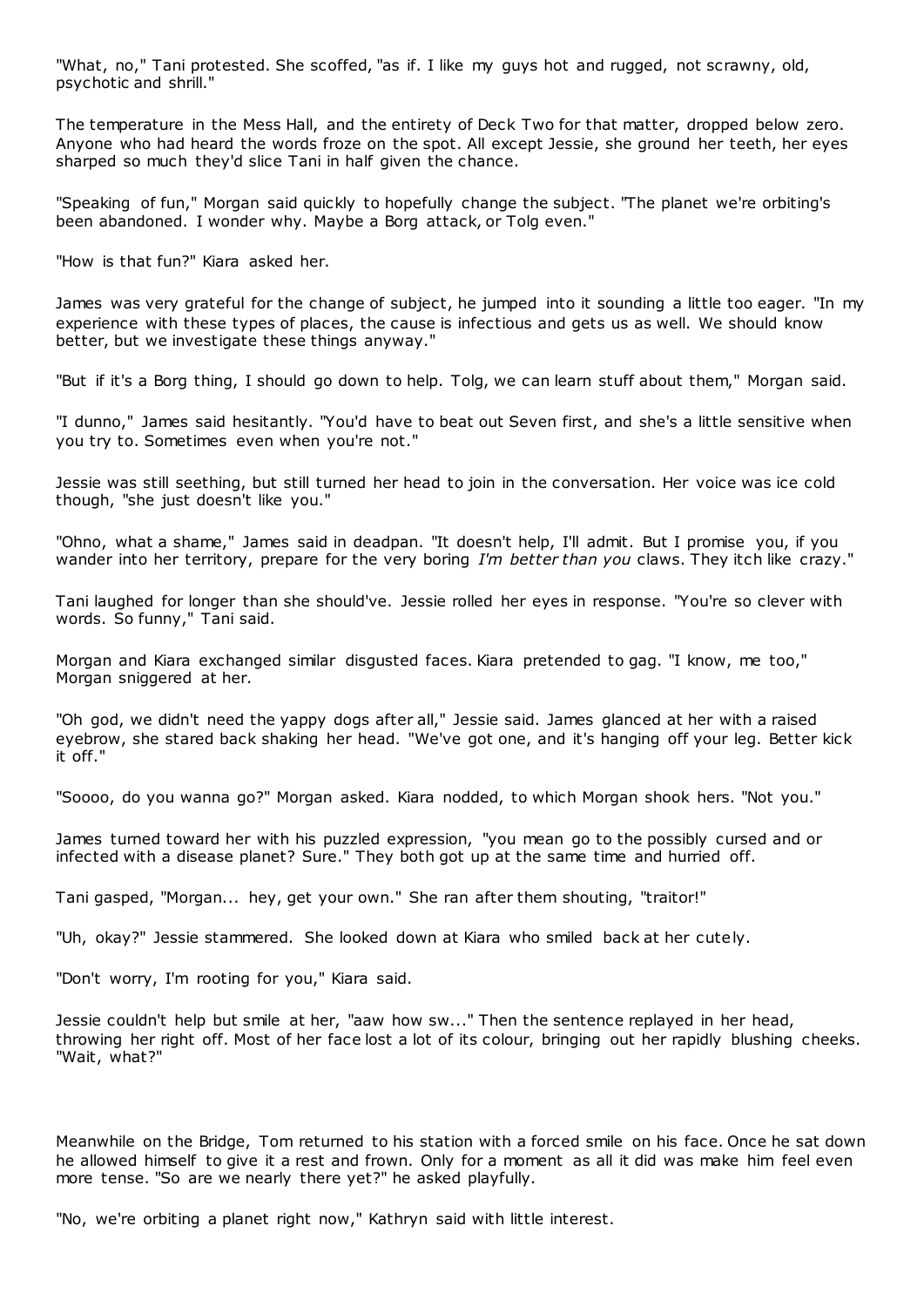"What, no," Tani protested. She scoffed, "as if. I like my guys hot and rugged, not scrawny, old, psychotic and shrill."

The temperature in the Mess Hall, and the entirety of Deck Two for that matter, dropped below zero. Anyone who had heard the words froze on the spot. All except Jessie, she ground her teeth, her eyes sharped so much they'd slice Tani in half given the chance.

"Speaking of fun," Morgan said quickly to hopefully change the subject. "The planet we're orbiting's been abandoned. I wonder why. Maybe a Borg attack, or Tolg even."

"How is that fun?" Kiara asked her.

James was very grateful for the change of subject, he jumped into it sounding a little too eager. "In my experience with these types of places, the cause is infectious and gets us as well. We should know better, but we investigate these things anyway."

"But if it's a Borg thing, I should go down to help. Tolg, we can learn stuff about them," Morgan said.

"I dunno," James said hesitantly. "You'd have to beat out Seven first, and she's a little sensitive when you try to. Sometimes even when you're not."

Jessie was still seething, but still turned her head to join in the conversation. Her voice was ice cold though, "she just doesn't like you."

"Ohno, what a shame," James said in deadpan. "It doesn't help, I'll admit. But I promise you, if you wander into her territory, prepare for the very boring *I'm better than you* claws. They itch like crazy."

Tani laughed for longer than she should've. Jessie rolled her eyes in response. "You're so clever with words. So funny," Tani said.

Morgan and Kiara exchanged similar disgusted faces. Kiara pretended to gag. "I know, me too," Morgan sniggered at her.

"Oh god, we didn't need the yappy dogs after all," Jessie said. James glanced at her with a raised eyebrow, she stared back shaking her head. "We've got one, and it's hanging off your leg. Better kick it off."

"Soooo, do you wanna go?" Morgan asked. Kiara nodded, to which Morgan shook hers. "Not you."

James turned toward her with his puzzled expression, "you mean go to the possibly cursed and or infected with a disease planet? Sure." They both got up at the same time and hurried off.

Tani gasped, "Morgan... hey, get your own." She ran after them shouting, "traitor!"

"Uh, okay?" Jessie stammered. She looked down at Kiara who smiled back at her cutely.

"Don't worry, I'm rooting for you," Kiara said.

Jessie couldn't help but smile at her, "aaw how sw..." Then the sentence replayed in her head, throwing her right off. Most of her face lost a lot of its colour, bringing out her rapidly blushing cheeks. "Wait, what?"

Meanwhile on the Bridge, Tom returned to his station with a forced smile on his face. Once he sat down he allowed himself to give it a rest and frown. Only for a moment as all it did was make him feel even more tense. "So are we nearly there yet?" he asked playfully.

"No, we're orbiting a planet right now," Kathryn said with little interest.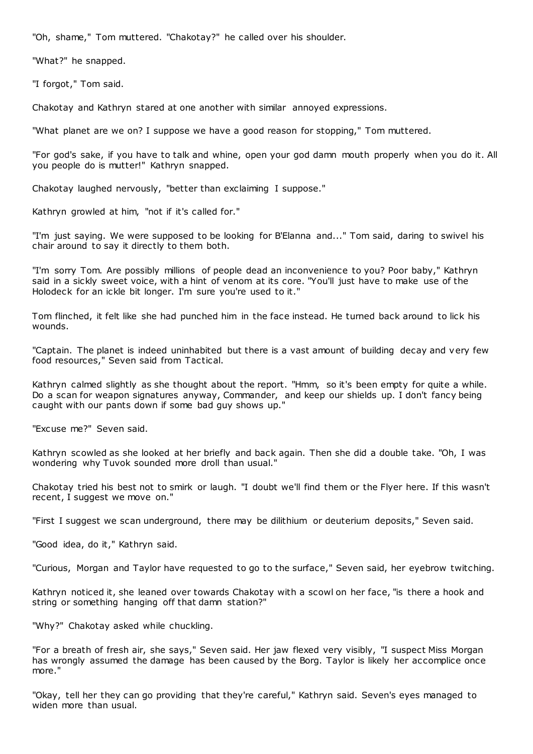"Oh, shame," Tom muttered. "Chakotay?" he called over his shoulder.

"What?" he snapped.

"I forgot," Tom said.

Chakotay and Kathryn stared at one another with similar annoyed expressions.

"What planet are we on? I suppose we have a good reason for stopping," Tom muttered.

"For god's sake, if you have to talk and whine, open your god damn mouth properly when you do it. All you people do is mutter!" Kathryn snapped.

Chakotay laughed nervously, "better than exclaiming I suppose."

Kathryn growled at him, "not if it's called for."

"I'm just saying. We were supposed to be looking for B'Elanna and..." Tom said, daring to swivel his chair around to say it directly to them both.

"I'm sorry Tom. Are possibly millions of people dead an inconvenience to you? Poor baby," Kathryn said in a sickly sweet voice, with a hint of venom at its core. "You'll just have to make use of the Holodeck for an ickle bit longer. I'm sure you're used to it."

Tom flinched, it felt like she had punched him in the face instead. He turned back around to lick his wounds.

"Captain. The planet is indeed uninhabited but there is a vast amount of building decay and very few food resources," Seven said from Tactical.

Kathryn calmed slightly as she thought about the report. "Hmm, so it's been empty for quite a while. Do a scan for weapon signatures anyway, Commander, and keep our shields up. I don't fancy being caught with our pants down if some bad guy shows up."

"Excuse me?" Seven said.

Kathryn scowled as she looked at her briefly and back again. Then she did a double take. "Oh, I was wondering why Tuvok sounded more droll than usual."

Chakotay tried his best not to smirk or laugh. "I doubt we'll find them or the Flyer here. If this wasn't recent, I suggest we move on."

"First I suggest we scan underground, there may be dilithium or deuterium deposits," Seven said.

"Good idea, do it," Kathryn said.

"Curious, Morgan and Taylor have requested to go to the surface," Seven said, her eyebrow twitching.

Kathryn noticed it, she leaned over towards Chakotay with a scowl on her face, "is there a hook and string or something hanging off that damn station?"

"Why?" Chakotay asked while chuckling.

"For a breath of fresh air, she says," Seven said. Her jaw flexed very visibly, "I suspect Miss Morgan has wrongly assumed the damage has been caused by the Borg. Taylor is likely her accomplice once more."

"Okay, tell her they can go providing that they're careful," Kathryn said. Seven's eyes managed to widen more than usual.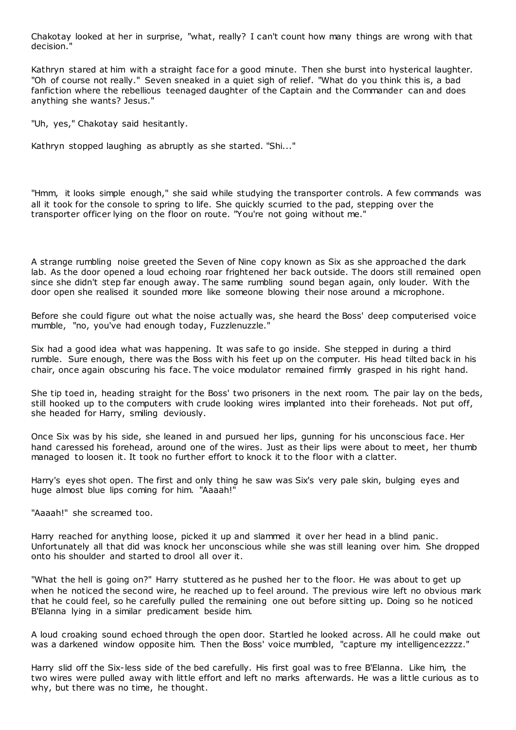Chakotay looked at her in surprise, "what, really? I can't count how many things are wrong with that decision."

Kathryn stared at him with a straight face for a good minute. Then she burst into hysterical laughter. "Oh of course not really." Seven sneaked in a quiet sigh of relief. "What do you think this is, a bad fanfiction where the rebellious teenaged daughter of the Captain and the Commander can and does anything she wants? Jesus."

"Uh, yes," Chakotay said hesitantly.

Kathryn stopped laughing as abruptly as she started. "Shi..."

"Hmm, it looks simple enough," she said while studying the transporter controls. A few commands was all it took for the console to spring to life. She quickly scurried to the pad, stepping over the transporter officer lying on the floor on route. "You're not going without me."

A strange rumbling noise greeted the Seven of Nine copy known as Six as she approached the dark lab. As the door opened a loud echoing roar frightened her back outside. The doors still remained open since she didn't step far enough away. The same rumbling sound began again, only louder. With the door open she realised it sounded more like someone blowing their nose around a microphone.

Before she could figure out what the noise actually was, she heard the Boss' deep computerised voice mumble, "no, you've had enough today, Fuzzlenuzzle."

Six had a good idea what was happening. It was safe to go inside. She stepped in during a third rumble. Sure enough, there was the Boss with his feet up on the computer. His head tilted back in his chair, once again obscuring his face. The voice modulator remained firmly grasped in his right hand.

She tip toed in, heading straight for the Boss' two prisoners in the next room. The pair lay on the beds, still hooked up to the computers with crude looking wires implanted into their foreheads. Not put off, she headed for Harry, smiling deviously.

Once Six was by his side, she leaned in and pursued her lips, gunning for his unconscious face. Her hand caressed his forehead, around one of the wires. Just as their lips were about to meet, her thumb managed to loosen it. It took no further effort to knock it to the floor with a clatter.

Harry's eyes shot open. The first and only thing he saw was Six's very pale skin, bulging eyes and huge almost blue lips coming for him. "Aaaah!"

"Aaaah!" she screamed too.

Harry reached for anything loose, picked it up and slammed it over her head in a blind panic. Unfortunately all that did was knock her unconscious while she was still leaning over him. She dropped onto his shoulder and started to drool all over it.

"What the hell is going on?" Harry stuttered as he pushed her to the floor. He was about to get up when he noticed the second wire, he reached up to feel around. The previous wire left no obvious mark that he could feel, so he carefully pulled the remaining one out before sitting up. Doing so he noticed B'Elanna lying in a similar predicament beside him.

A loud croaking sound echoed through the open door. Startled he looked across. All he could make out was a darkened window opposite him. Then the Boss' voice mumbled, "capture my intelligencezzzz."

Harry slid off the Six-less side of the bed carefully. His first goal was to free B'Elanna. Like him, the two wires were pulled away with little effort and left no marks afterwards. He was a little curious as to why, but there was no time, he thought.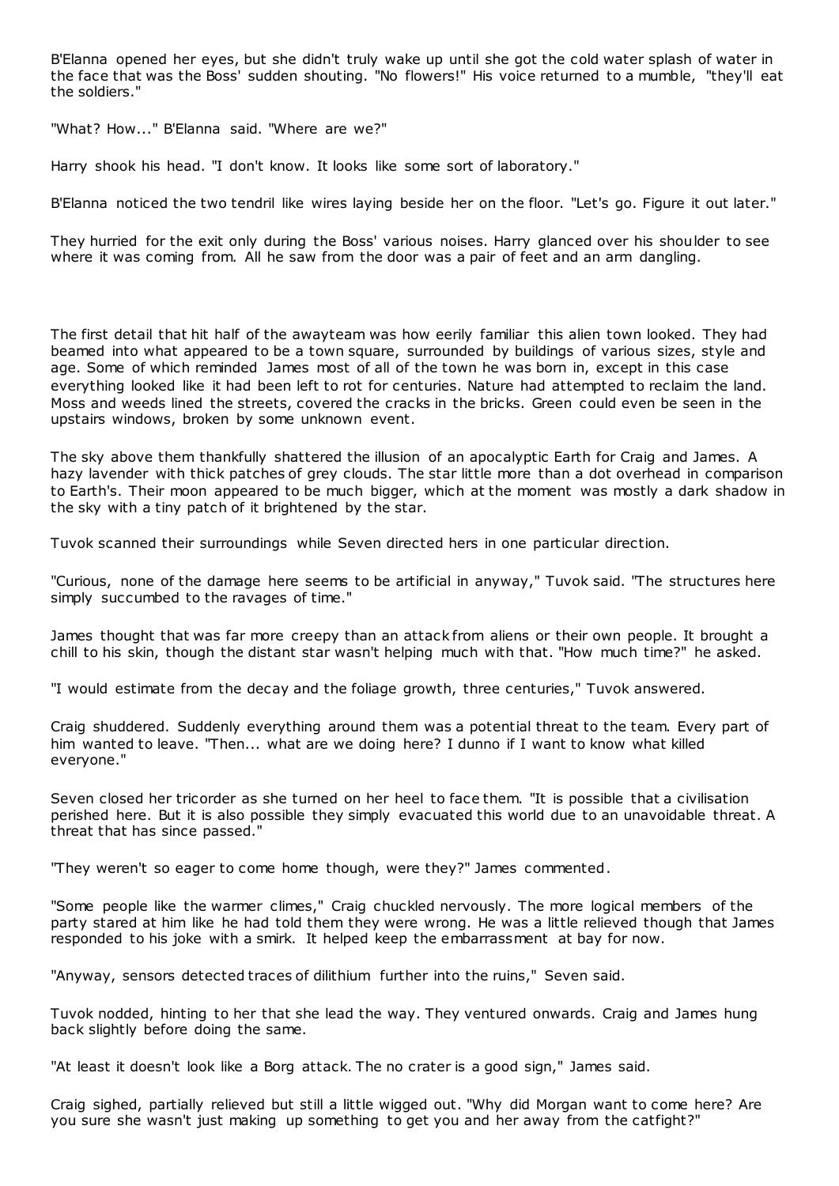B'Elanna opened her eyes, but she didn't truly wake up until she got the cold water splash of water in the face that was the Boss' sudden shouting. "No flowers!" His voice returned to a mumble, "they'll eat the soldiers."

"What? How..." B'Elanna said. "Where are we?"

Harry shook his head. "I don't know. It looks like some sort of laboratory."

B'Elanna noticed the two tendril like wires laying beside her on the floor. "Let's go. Figure it out later."

They hurried for the exit only during the Boss' various noises. Harry glanced over his shoulder to see where it was coming from. All he saw from the door was a pair of feet and an arm dangling.

The first detail that hit half of the awayteam was how eerily familiar this alien town looked. They had beamed into what appeared to be a town square, surrounded by buildings of various sizes, style and age. Some of which reminded James most of all of the town he was born in, except in this case everything looked like it had been left to rot for centuries. Nature had attempted to reclaim the land. Moss and weeds lined the streets, covered the cracks in the bricks. Green could even be seen in the upstairs windows, broken by some unknown event.

The sky above them thankfully shattered the illusion of an apocalyptic Earth for Craig and James. A hazy lavender with thick patches of grey clouds. The star little more than a dot overhead in comparison to Earth's. Their moon appeared to be much bigger, which at the moment was mostly a dark shadow in the sky with a tiny patch of it brightened by the star.

Tuvok scanned their surroundings while Seven directed hers in one particular direction.

"Curious, none of the damage here seems to be artificial in anyway," Tuvok said. "The structures here simply succumbed to the ravages of time."

James thought that was far more creepy than an attack from aliens or their own people. It brought a chill to his skin, though the distant star wasn't helping much with that. "How much time?" he asked.

"I would estimate from the decay and the foliage growth, three centuries," Tuvok answered.

Craig shuddered. Suddenly everything around them was a potential threat to the team. Every part of him wanted to leave. "Then... what are we doing here? I dunno if I want to know what killed everyone."

Seven closed her tricorder as she turned on her heel to face them. "It is possible that a civilisation perished here. But it is also possible they simply evacuated this world due to an unavoidable threat. A threat that has since passed."

"They weren't so eager to come home though, were they?" James commented.

"Some people like the warmer climes," Craig chuckled nervously. The more logical members of the party stared at him like he had told them they were wrong. He was a little relieved though that James responded to his joke with a smirk. It helped keep the embarrassment at bay for now.

"Anyway, sensors detected traces of dilithium further into the ruins," Seven said.

Tuvok nodded, hinting to her that she lead the way. They ventured onwards. Craig and James hung back slightly before doing the same.

"At least it doesn't look like a Borg attack. The no crater is a good sign," James said.

Craig sighed, partially relieved but still a little wigged out. "Why did Morgan want to come here? Are you sure she wasn't just making up something to get you and her away from the catfight?"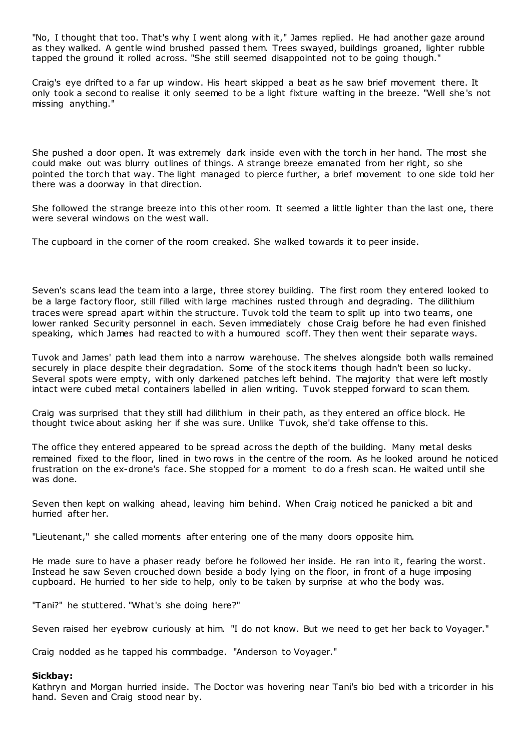"No, I thought that too. That's why I went along with it," James replied. He had another gaze around as they walked. A gentle wind brushed passed them. Trees swayed, buildings groaned, lighter rubble tapped the ground it rolled across. "She still seemed disappointed not to be going though."

Craig's eye drifted to a far up window. His heart skipped a beat as he saw brief movement there. It only took a second to realise it only seemed to be a light fixture wafting in the breeze. "Well she's not missing anything."

She pushed a door open. It was extremely dark inside even with the torch in her hand. The most she could make out was blurry outlines of things. A strange breeze emanated from her right, so she pointed the torch that way. The light managed to pierce further, a brief movement to one side told her there was a doorway in that direction.

She followed the strange breeze into this other room. It seemed a little lighter than the last one, there were several windows on the west wall.

The cupboard in the corner of the room creaked. She walked towards it to peer inside.

Seven's scans lead the team into a large, three storey building. The first room they entered looked to be a large factory floor, still filled with large machines rusted through and degrading. The dilithium traces were spread apart within the structure. Tuvok told the team to split up into two teams, one lower ranked Security personnel in each. Seven immediately chose Craig before he had even finished speaking, which James had reacted to with a humoured scoff. They then went their separate ways.

Tuvok and James' path lead them into a narrow warehouse. The shelves alongside both walls remained securely in place despite their degradation. Some of the stock items though hadn't been so lucky. Several spots were empty, with only darkened patches left behind. The majority that were left mostly intact were cubed metal containers labelled in alien writing. Tuvok stepped forward to scan them.

Craig was surprised that they still had dilithium in their path, as they entered an office block. He thought twice about asking her if she was sure. Unlike Tuvok, she'd take offense to this.

The office they entered appeared to be spread across the depth of the building. Many metal desks remained fixed to the floor, lined in two rows in the centre of the room. As he looked around he noticed frustration on the ex-drone's face. She stopped for a moment to do a fresh scan. He waited until she was done.

Seven then kept on walking ahead, leaving him behind. When Craig noticed he panicked a bit and hurried after her.

"Lieutenant," she called moments after entering one of the many doors opposite him.

He made sure to have a phaser ready before he followed her inside. He ran into it, fearing the worst. Instead he saw Seven crouched down beside a body lying on the floor, in front of a huge imposing cupboard. He hurried to her side to help, only to be taken by surprise at who the body was.

"Tani?" he stuttered. "What's she doing here?"

Seven raised her eyebrow curiously at him. "I do not know. But we need to get her back to Voyager."

Craig nodded as he tapped his commbadge. "Anderson to Voyager."

**Sickbay:**
Kathryn and Morgan hurried inside. The Doctor was hovering near Tani's bio bed with a tricorder in his hand. Seven and Craig stood near by.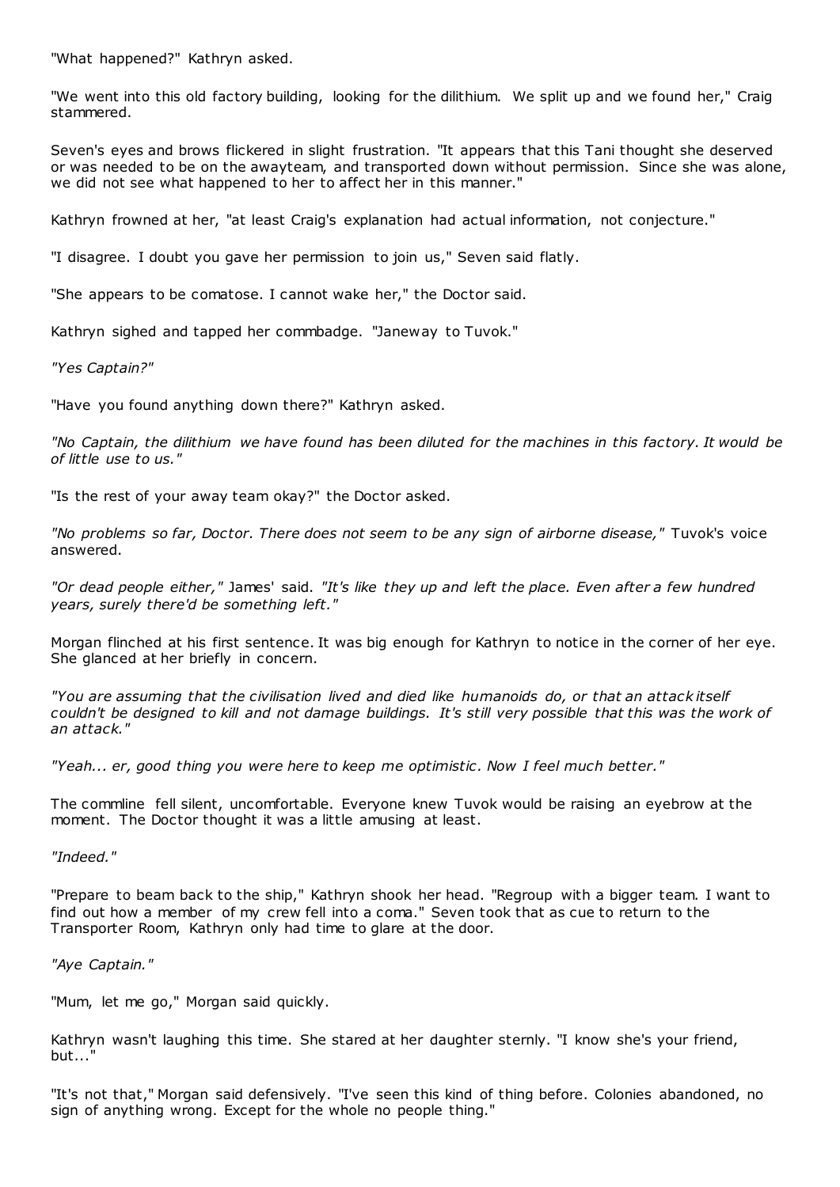"What happened?" Kathryn asked.

"We went into this old factory building, looking for the dilithium. We split up and we found her," Craig stammered.

Seven's eyes and brows flickered in slight frustration. "It appears that this Tani thought she deserved or was needed to be on the awayteam, and transported down without permission. Since she was alone, we did not see what happened to her to affect her in this manner."

Kathryn frowned at her, "at least Craig's explanation had actual information, not conjecture."

"I disagree. I doubt you gave her permission to join us," Seven said flatly.

"She appears to be comatose. I cannot wake her," the Doctor said.

Kathryn sighed and tapped her commbadge. "Janeway to Tuvok."

*"Yes Captain?"*

"Have you found anything down there?" Kathryn asked.

*"No Captain, the dilithium we have found has been diluted for the machines in this factory. It would be of little use to us."*

"Is the rest of your away team okay?" the Doctor asked.

*"No problems so far, Doctor. There does not seem to be any sign of airborne disease,"* Tuvok's voice answered.

*"Or dead people either,"* James' said. *"It's like they up and left the place. Even after a few hundred years, surely there'd be something left."*

Morgan flinched at his first sentence. It was big enough for Kathryn to notice in the corner of her eye. She glanced at her briefly in concern.

*"You are assuming that the civilisation lived and died like humanoids do, or that an attack itself couldn't be designed to kill and not damage buildings. It's still very possible that this was the work of an attack."*

*"Yeah... er, good thing you were here to keep me optimistic. Now I feel much better."*

The commline fell silent, uncomfortable. Everyone knew Tuvok would be raising an eyebrow at the moment. The Doctor thought it was a little amusing at least.

*"Indeed."*

"Prepare to beam back to the ship," Kathryn shook her head. "Regroup with a bigger team. I want to find out how a member of my crew fell into a coma." Seven took that as cue to return to the Transporter Room, Kathryn only had time to glare at the door.

*"Aye Captain."*

"Mum, let me go," Morgan said quickly.

Kathryn wasn't laughing this time. She stared at her daughter sternly. "I know she's your friend, but..."

"It's not that," Morgan said defensively. "I've seen this kind of thing before. Colonies abandoned, no sign of anything wrong. Except for the whole no people thing."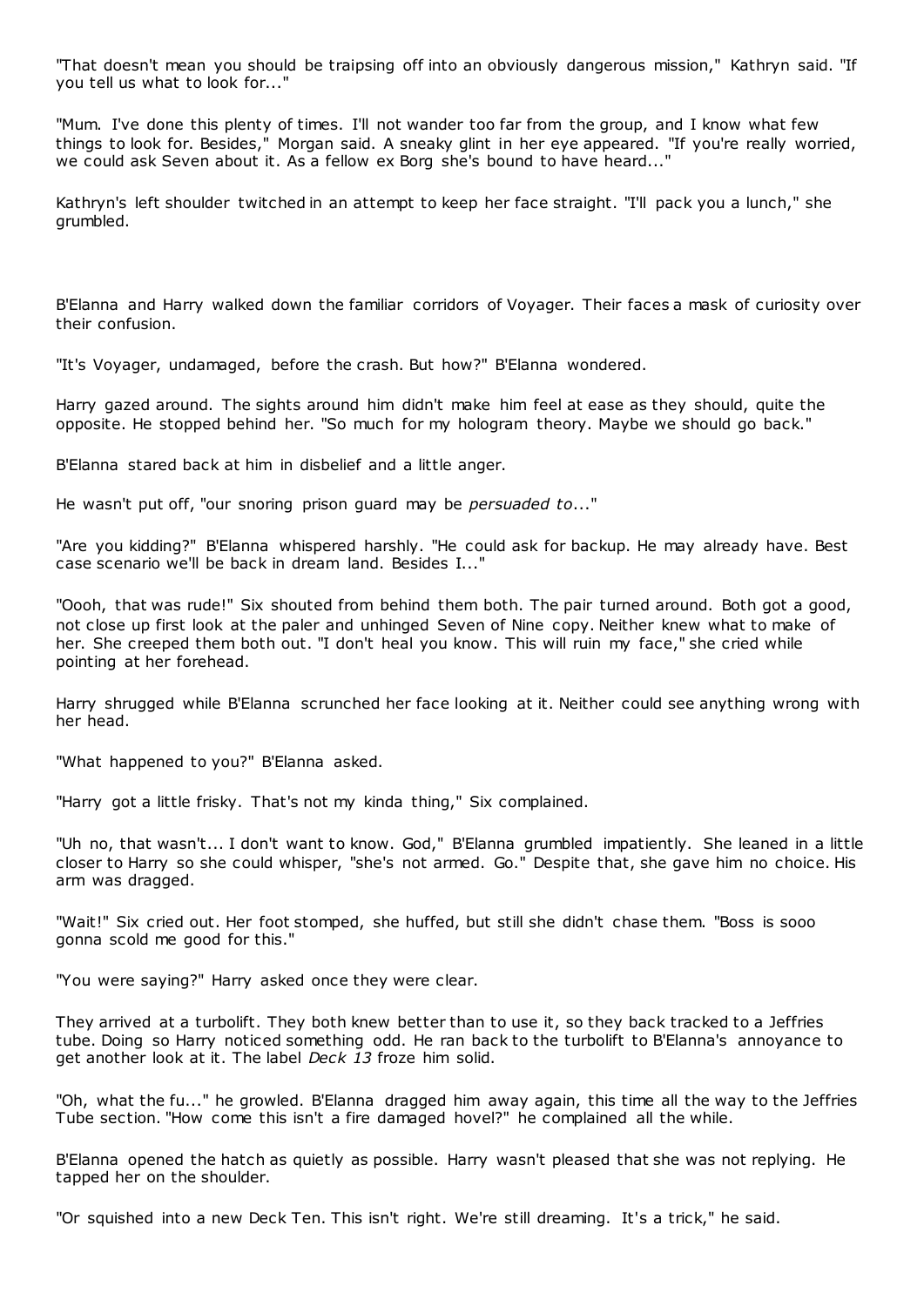"That doesn't mean you should be traipsing off into an obviously dangerous mission," Kathryn said. "If you tell us what to look for..."

"Mum. I've done this plenty of times. I'll not wander too far from the group, and I know what few things to look for. Besides," Morgan said. A sneaky glint in her eye appeared. "If you're really worried, we could ask Seven about it. As a fellow ex Borg she's bound to have heard..."

Kathryn's left shoulder twitched in an attempt to keep her face straight. "I'll pack you a lunch," she grumbled.

B'Elanna and Harry walked down the familiar corridors of Voyager. Their faces a mask of curiosity over their confusion.

"It's Voyager, undamaged, before the crash. But how?" B'Elanna wondered.

Harry gazed around. The sights around him didn't make him feel at ease as they should, quite the opposite. He stopped behind her. "So much for my hologram theory. Maybe we should go back."

B'Elanna stared back at him in disbelief and a little anger.

He wasn't put off, "our snoring prison guard may be *persuaded to*..."

"Are you kidding?" B'Elanna whispered harshly. "He could ask for backup. He may already have. Best case scenario we'll be back in dream land. Besides I..."

"Oooh, that was rude!" Six shouted from behind them both. The pair turned around. Both got a good, not close up first look at the paler and unhinged Seven of Nine copy. Neither knew what to make of her. She creeped them both out. "I don't heal you know. This will ruin my face," she cried while pointing at her forehead.

Harry shrugged while B'Elanna scrunched her face looking at it. Neither could see anything wrong with her head.

"What happened to you?" B'Elanna asked.

"Harry got a little frisky. That's not my kinda thing," Six complained.

"Uh no, that wasn't... I don't want to know. God," B'Elanna grumbled impatiently. She leaned in a little closer to Harry so she could whisper, "she's not armed. Go." Despite that, she gave him no choice. His arm was dragged.

"Wait!" Six cried out. Her foot stomped, she huffed, but still she didn't chase them. "Boss is sooo gonna scold me good for this."

"You were saying?" Harry asked once they were clear.

They arrived at a turbolift. They both knew better than to use it, so they back tracked to a Jeffries tube. Doing so Harry noticed something odd. He ran back to the turbolift to B'Elanna's annoyance to get another look at it. The label *Deck 13* froze him solid.

"Oh, what the fu..." he growled. B'Elanna dragged him away again, this time all the way to the Jeffries Tube section. "How come this isn't a fire damaged hovel?" he complained all the while.

B'Elanna opened the hatch as quietly as possible. Harry wasn't pleased that she was not replying. He tapped her on the shoulder.

"Or squished into a new Deck Ten. This isn't right. We're still dreaming. It's a trick," he said.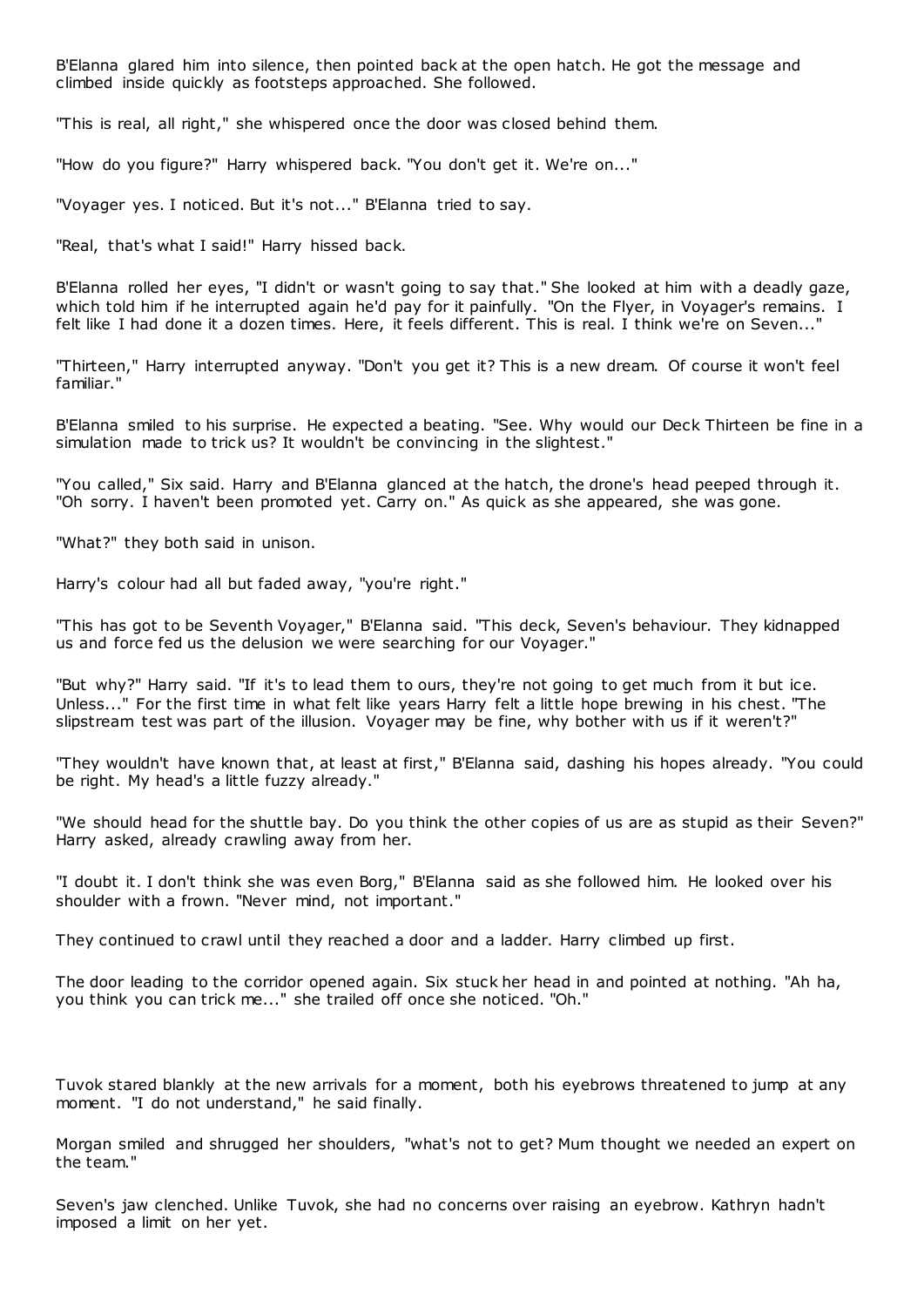B'Elanna glared him into silence, then pointed back at the open hatch. He got the message and climbed inside quickly as footsteps approached. She followed.

"This is real, all right," she whispered once the door was closed behind them.

"How do you figure?" Harry whispered back. "You don't get it. We're on..."

"Voyager yes. I noticed. But it's not..." B'Elanna tried to say.

"Real, that's what I said!" Harry hissed back.

B'Elanna rolled her eyes, "I didn't or wasn't going to say that." She looked at him with a deadly gaze, which told him if he interrupted again he'd pay for it painfully. "On the Flyer, in Voyager's remains. I felt like I had done it a dozen times. Here, it feels different. This is real. I think we're on Seven..."

"Thirteen," Harry interrupted anyway. "Don't you get it? This is a new dream. Of course it won't feel familiar."

B'Elanna smiled to his surprise. He expected a beating. "See. Why would our Deck Thirteen be fine in a simulation made to trick us? It wouldn't be convincing in the slightest."

"You called," Six said. Harry and B'Elanna glanced at the hatch, the drone's head peeped through it. "Oh sorry. I haven't been promoted yet. Carry on." As quick as she appeared, she was gone.

"What?" they both said in unison.

Harry's colour had all but faded away, "you're right."

"This has got to be Seventh Voyager," B'Elanna said. "This deck, Seven's behaviour. They kidnapped us and force fed us the delusion we were searching for our Voyager."

"But why?" Harry said. "If it's to lead them to ours, they're not going to get much from it but ice. Unless..." For the first time in what felt like years Harry felt a little hope brewing in his chest. "The slipstream test was part of the illusion. Voyager may be fine, why bother with us if it weren't?"

"They wouldn't have known that, at least at first," B'Elanna said, dashing his hopes already. "You could be right. My head's a little fuzzy already."

"We should head for the shuttle bay. Do you think the other copies of us are as stupid as their Seven?" Harry asked, already crawling away from her.

"I doubt it. I don't think she was even Borg," B'Elanna said as she followed him. He looked over his shoulder with a frown. "Never mind, not important."

They continued to crawl until they reached a door and a ladder. Harry climbed up first.

The door leading to the corridor opened again. Six stuck her head in and pointed at nothing. "Ah ha, you think you can trick me..." she trailed off once she noticed. "Oh."

Tuvok stared blankly at the new arrivals for a moment, both his eyebrows threatened to jump at any moment. "I do not understand," he said finally.

Morgan smiled and shrugged her shoulders, "what's not to get? Mum thought we needed an expert on the team."

Seven's jaw clenched. Unlike Tuvok, she had no concerns over raising an eyebrow. Kathryn hadn't imposed a limit on her yet.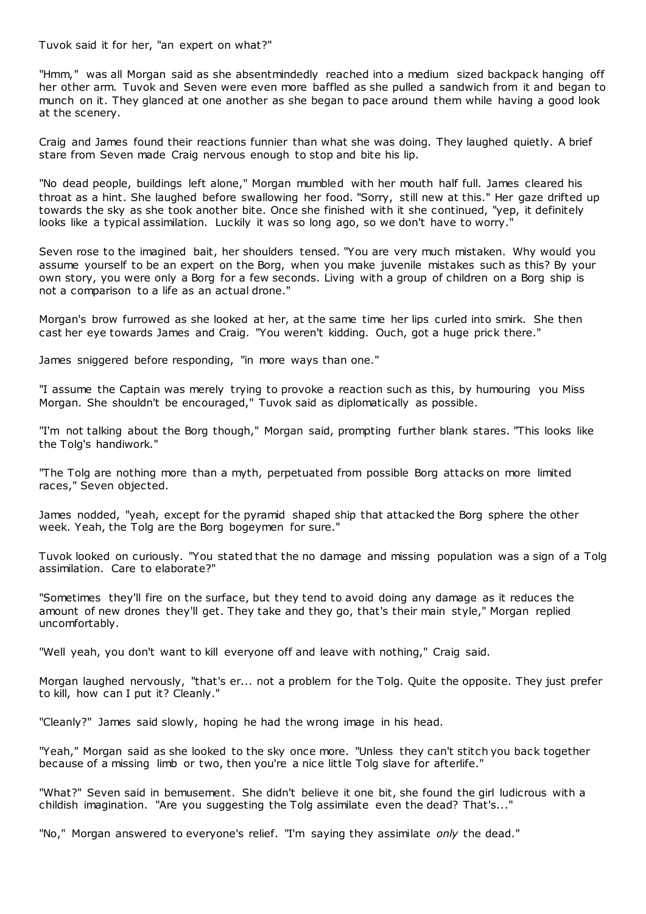Tuvok said it for her, "an expert on what?"

"Hmm," was all Morgan said as she absentmindedly reached into a medium sized backpack hanging off her other arm. Tuvok and Seven were even more baffled as she pulled a sandwich from it and began to munch on it. They glanced at one another as she began to pace around them while having a good look at the scenery.

Craig and James found their reactions funnier than what she was doing. They laughed quietly. A brief stare from Seven made Craig nervous enough to stop and bite his lip.

"No dead people, buildings left alone," Morgan mumbled with her mouth half full. James cleared his throat as a hint. She laughed before swallowing her food. "Sorry, still new at this." Her gaze drifted up towards the sky as she took another bite. Once she finished with it she continued, "yep, it definitely looks like a typical assimilation. Luckily it was so long ago, so we don't have to worry."

Seven rose to the imagined bait, her shoulders tensed. "You are very much mistaken. Why would you assume yourself to be an expert on the Borg, when you make juvenile mistakes such as this? By your own story, you were only a Borg for a few seconds. Living with a group of children on a Borg ship is not a comparison to a life as an actual drone."

Morgan's brow furrowed as she looked at her, at the same time her lips curled into smirk. She then cast her eye towards James and Craig. "You weren't kidding. Ouch, got a huge prick there."

James sniggered before responding, "in more ways than one."

"I assume the Captain was merely trying to provoke a reaction such as this, by humouring you Miss Morgan. She shouldn't be encouraged," Tuvok said as diplomatically as possible.

"I'm not talking about the Borg though," Morgan said, prompting further blank stares. "This looks like the Tolg's handiwork."

"The Tolg are nothing more than a myth, perpetuated from possible Borg attacks on more limited races," Seven objected.

James nodded, "yeah, except for the pyramid shaped ship that attacked the Borg sphere the other week. Yeah, the Tolg are the Borg bogeymen for sure."

Tuvok looked on curiously. "You stated that the no damage and missing population was a sign of a Tolg assimilation. Care to elaborate?"

"Sometimes they'll fire on the surface, but they tend to avoid doing any damage as it reduces the amount of new drones they'll get. They take and they go, that's their main style," Morgan replied uncomfortably.

"Well yeah, you don't want to kill everyone off and leave with nothing," Craig said.

Morgan laughed nervously, "that's er... not a problem for the Tolg. Quite the opposite. They just prefer to kill, how can I put it? Cleanly."

"Cleanly?" James said slowly, hoping he had the wrong image in his head.

"Yeah," Morgan said as she looked to the sky once more. "Unless they can't stitch you back together because of a missing limb or two, then you're a nice little Tolg slave for afterlife."

"What?" Seven said in bemusement. She didn't believe it one bit, she found the girl ludicrous with a childish imagination. "Are you suggesting the Tolg assimilate even the dead? That's..."

"No," Morgan answered to everyone's relief. "I'm saying they assimilate *only* the dead."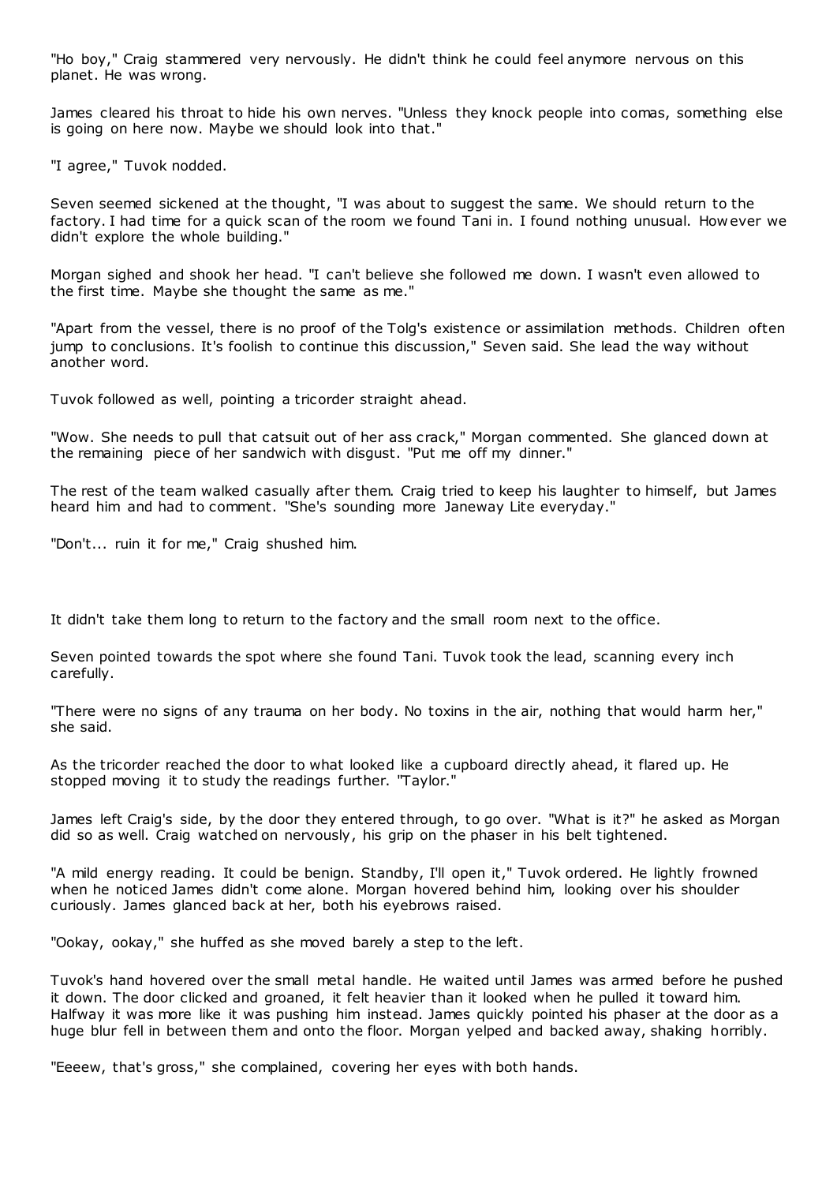"Ho boy," Craig stammered very nervously. He didn't think he could feel anymore nervous on this planet. He was wrong.

James cleared his throat to hide his own nerves. "Unless they knock people into comas, something else is going on here now. Maybe we should look into that."

"I agree," Tuvok nodded.

Seven seemed sickened at the thought, "I was about to suggest the same. We should return to the factory. I had time for a quick scan of the room we found Tani in. I found nothing unusual. However we didn't explore the whole building."

Morgan sighed and shook her head. "I can't believe she followed me down. I wasn't even allowed to the first time. Maybe she thought the same as me."

"Apart from the vessel, there is no proof of the Tolg's existence or assimilation methods. Children often jump to conclusions. It's foolish to continue this discussion," Seven said. She lead the way without another word.

Tuvok followed as well, pointing a tricorder straight ahead.

"Wow. She needs to pull that catsuit out of her ass crack," Morgan commented. She glanced down at the remaining piece of her sandwich with disgust. "Put me off my dinner."

The rest of the team walked casually after them. Craig tried to keep his laughter to himself, but James heard him and had to comment. "She's sounding more Janeway Lite everyday."

"Don't... ruin it for me," Craig shushed him.

It didn't take them long to return to the factory and the small room next to the office.

Seven pointed towards the spot where she found Tani. Tuvok took the lead, scanning every inch carefully.

"There were no signs of any trauma on her body. No toxins in the air, nothing that would harm her," she said.

As the tricorder reached the door to what looked like a cupboard directly ahead, it flared up. He stopped moving it to study the readings further. "Taylor."

James left Craig's side, by the door they entered through, to go over. "What is it?" he asked as Morgan did so as well. Craig watched on nervously, his grip on the phaser in his belt tightened.

"A mild energy reading. It could be benign. Standby, I'll open it," Tuvok ordered. He lightly frowned when he noticed James didn't come alone. Morgan hovered behind him, looking over his shoulder curiously. James glanced back at her, both his eyebrows raised.

"Ookay, ookay," she huffed as she moved barely a step to the left.

Tuvok's hand hovered over the small metal handle. He waited until James was armed before he pushed it down. The door clicked and groaned, it felt heavier than it looked when he pulled it toward him. Halfway it was more like it was pushing him instead. James quickly pointed his phaser at the door as a huge blur fell in between them and onto the floor. Morgan yelped and backed away, shaking horribly.

"Eeeew, that's gross," she complained, covering her eyes with both hands.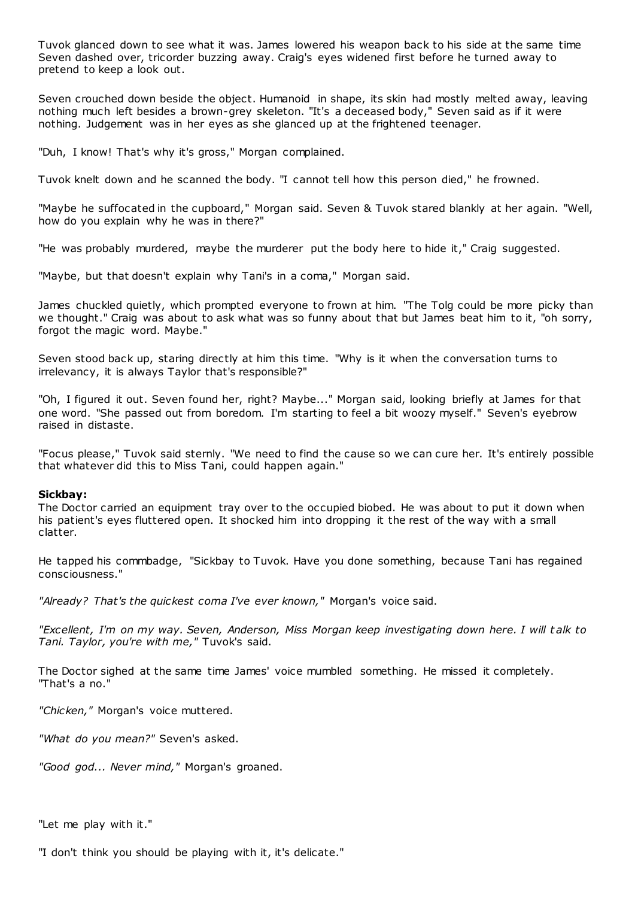Tuvok glanced down to see what it was. James lowered his weapon back to his side at the same time Seven dashed over, tricorder buzzing away. Craig's eyes widened first before he turned away to pretend to keep a look out.

Seven crouched down beside the object. Humanoid in shape, its skin had mostly melted away, leaving nothing much left besides a brown-grey skeleton. "It's a deceased body," Seven said as if it were nothing. Judgement was in her eyes as she glanced up at the frightened teenager.

"Duh, I know! That's why it's gross," Morgan complained.

Tuvok knelt down and he scanned the body. "I cannot tell how this person died," he frowned.

"Maybe he suffocated in the cupboard," Morgan said. Seven & Tuvok stared blankly at her again. "Well, how do you explain why he was in there?"

"He was probably murdered, maybe the murderer put the body here to hide it," Craig suggested.

"Maybe, but that doesn't explain why Tani's in a coma," Morgan said.

James chuckled quietly, which prompted everyone to frown at him. "The Tolg could be more picky than we thought." Craig was about to ask what was so funny about that but James beat him to it, "oh sorry, forgot the magic word. Maybe."

Seven stood back up, staring directly at him this time. "Why is it when the conversation turns to irrelevancy, it is always Taylor that's responsible?"

"Oh, I figured it out. Seven found her, right? Maybe..." Morgan said, looking briefly at James for that one word. "She passed out from boredom. I'm starting to feel a bit woozy myself." Seven's eyebrow raised in distaste.

"Focus please," Tuvok said sternly. "We need to find the cause so we can cure her. It's entirely possible that whatever did this to Miss Tani, could happen again."

**Sickbay:**

The Doctor carried an equipment tray over to the occupied biobed. He was about to put it down when his patient's eyes fluttered open. It shocked him into dropping it the rest of the way with a small clatter.

He tapped his commbadge, "Sickbay to Tuvok. Have you done something, because Tani has regained consciousness."

*"Already? That's the quickest coma I've ever known,"* Morgan's voice said.

*"Excellent, I'm on my way. Seven, Anderson, Miss Morgan keep investigating down here. I will talk to Tani. Taylor, you're with me,"* Tuvok's said.

The Doctor sighed at the same time James' voice mumbled something. He missed it completely. "That's a no."

*"Chicken,"* Morgan's voice muttered.

*"What do you mean?"* Seven's asked.

*"Good god... Never mind,"* Morgan's groaned.

"Let me play with it."

"I don't think you should be playing with it, it's delicate."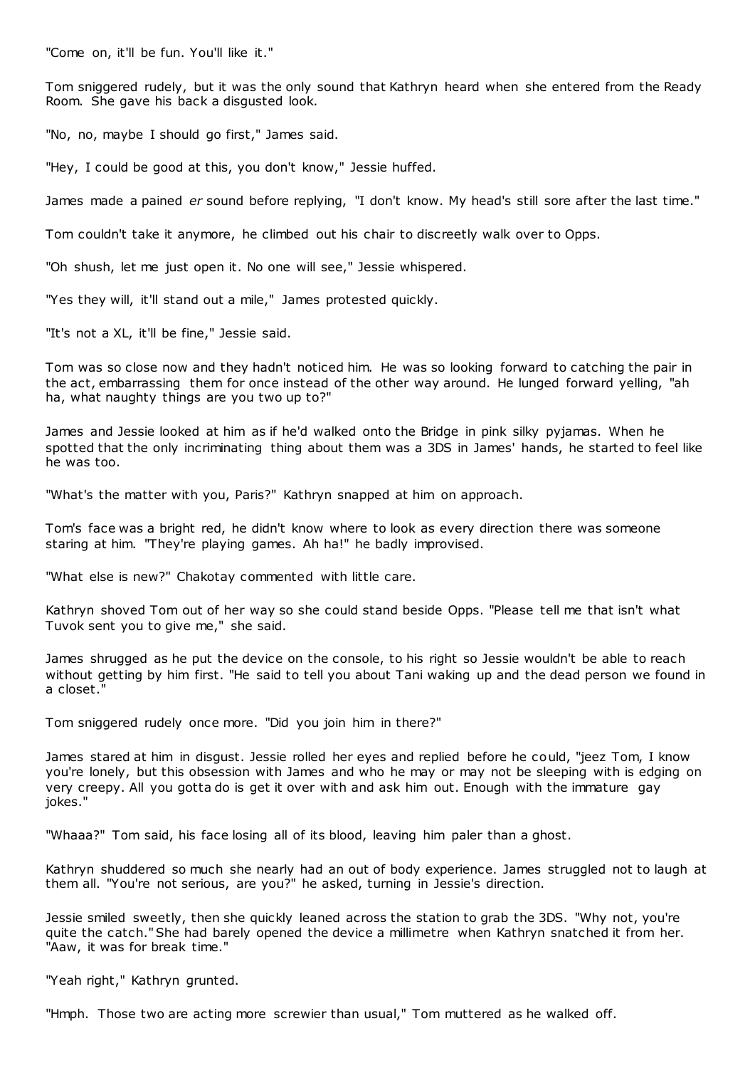"Come on, it'll be fun. You'll like it."

Tom sniggered rudely, but it was the only sound that Kathryn heard when she entered from the Ready Room. She gave his back a disgusted look.

"No, no, maybe I should go first," James said.

"Hey, I could be good at this, you don't know," Jessie huffed.

James made a pained *er* sound before replying, "I don't know. My head's still sore after the last time."

Tom couldn't take it anymore, he climbed out his chair to discreetly walk over to Opps.

"Oh shush, let me just open it. No one will see," Jessie whispered.

"Yes they will, it'll stand out a mile," James protested quickly.

"It's not a XL, it'll be fine," Jessie said.

Tom was so close now and they hadn't noticed him. He was so looking forward to catching the pair in the act, embarrassing them for once instead of the other way around. He lunged forward yelling, "ah ha, what naughty things are you two up to?"

James and Jessie looked at him as if he'd walked onto the Bridge in pink silky pyjamas. When he spotted that the only incriminating thing about them was a 3DS in James' hands, he started to feel like he was too.

"What's the matter with you, Paris?" Kathryn snapped at him on approach.

Tom's face was a bright red, he didn't know where to look as every direction there was someone staring at him. "They're playing games. Ah ha!" he badly improvised.

"What else is new?" Chakotay commented with little care.

Kathryn shoved Tom out of her way so she could stand beside Opps. "Please tell me that isn't what Tuvok sent you to give me," she said.

James shrugged as he put the device on the console, to his right so Jessie wouldn't be able to reach without getting by him first. "He said to tell you about Tani waking up and the dead person we found in a closet."

Tom sniggered rudely once more. "Did you join him in there?"

James stared at him in disgust. Jessie rolled her eyes and replied before he could, "jeez Tom, I know you're lonely, but this obsession with James and who he may or may not be sleeping with is edging on very creepy. All you gotta do is get it over with and ask him out. Enough with the immature gay jokes."

"Whaaa?" Tom said, his face losing all of its blood, leaving him paler than a ghost.

Kathryn shuddered so much she nearly had an out of body experience. James struggled not to laugh at them all. "You're not serious, are you?" he asked, turning in Jessie's direction.

Jessie smiled sweetly, then she quickly leaned across the station to grab the 3DS. "Why not, you're quite the catch." She had barely opened the device a millimetre when Kathryn snatched it from her. "Aaw, it was for break time."

"Yeah right," Kathryn grunted.

"Hmph. Those two are acting more screwier than usual," Tom muttered as he walked off.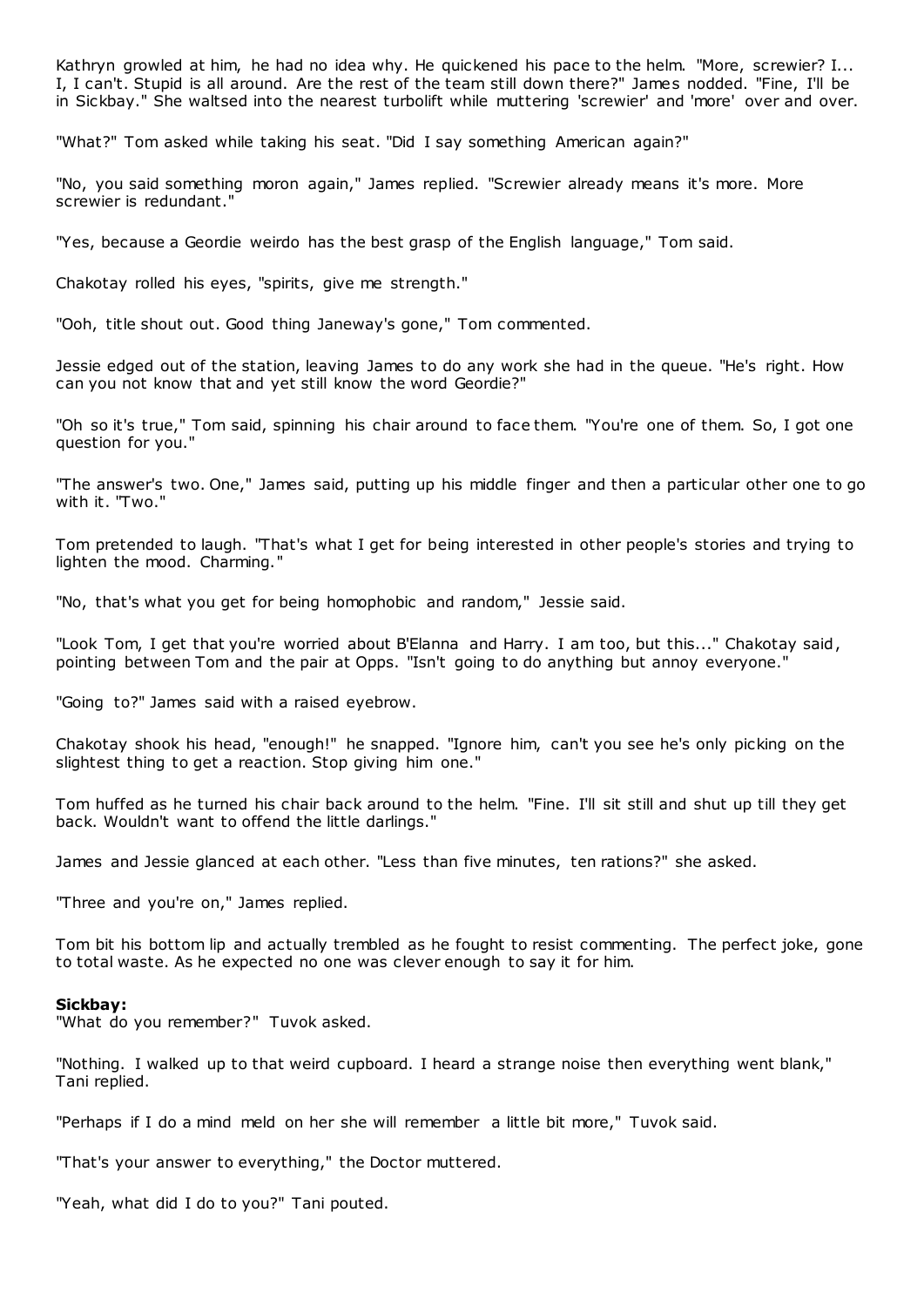Kathryn growled at him, he had no idea why. He quickened his pace to the helm. "More, screwier? I... I, I can't. Stupid is all around. Are the rest of the team still down there?" James nodded. "Fine, I'll be in Sickbay." She waltsed into the nearest turbolift while muttering 'screwier' and 'more' over and over.

"What?" Tom asked while taking his seat. "Did I say something American again?"

"No, you said something moron again," James replied. "Screwier already means it's more. More screwier is redundant."

"Yes, because a Geordie weirdo has the best grasp of the English language," Tom said.

Chakotay rolled his eyes, "spirits, give me strength."

"Ooh, title shout out. Good thing Janeway's gone," Tom commented.

Jessie edged out of the station, leaving James to do any work she had in the queue. "He's right. How can you not know that and yet still know the word Geordie?"

"Oh so it's true," Tom said, spinning his chair around to face them. "You're one of them. So, I got one question for you."

"The answer's two. One," James said, putting up his middle finger and then a particular other one to go with it. "Two."

Tom pretended to laugh. "That's what I get for being interested in other people's stories and trying to lighten the mood. Charming."

"No, that's what you get for being homophobic and random," Jessie said.

"Look Tom, I get that you're worried about B'Elanna and Harry. I am too, but this..." Chakotay said, pointing between Tom and the pair at Opps. "Isn't going to do anything but annoy everyone."

"Going to?" James said with a raised eyebrow.

Chakotay shook his head, "enough!" he snapped. "Ignore him, can't you see he's only picking on the slightest thing to get a reaction. Stop giving him one."

Tom huffed as he turned his chair back around to the helm. "Fine. I'll sit still and shut up till they get back. Wouldn't want to offend the little darlings."

James and Jessie glanced at each other. "Less than five minutes, ten rations?" she asked.

"Three and you're on," James replied.

Tom bit his bottom lip and actually trembled as he fought to resist commenting. The perfect joke, gone to total waste. As he expected no one was clever enough to say it for him.

**Sickbay:**

"What do you remember?" Tuvok asked.

"Nothing. I walked up to that weird cupboard. I heard a strange noise then everything went blank," Tani replied.

"Perhaps if I do a mind meld on her she will remember a little bit more," Tuvok said.

"That's your answer to everything," the Doctor muttered.

"Yeah, what did I do to you?" Tani pouted.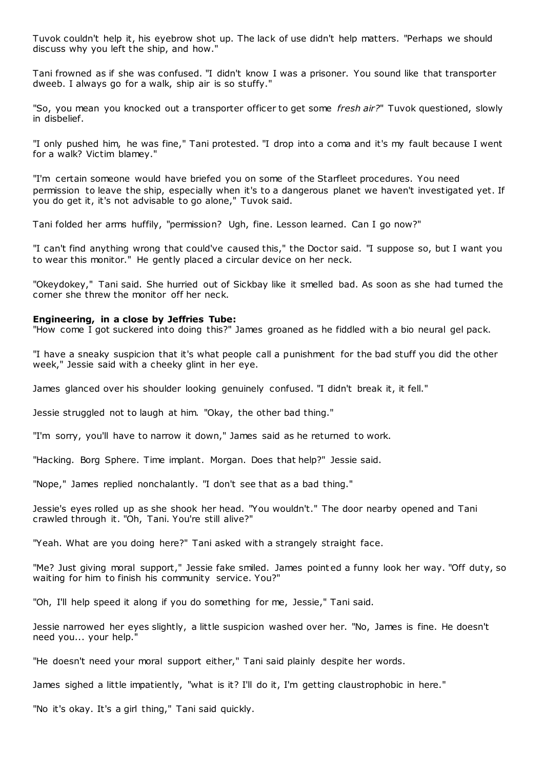Tuvok couldn't help it, his eyebrow shot up. The lack of use didn't help matters. "Perhaps we should discuss why you left the ship, and how."

Tani frowned as if she was confused. "I didn't know I was a prisoner. You sound like that transporter dweeb. I always go for a walk, ship air is so stuffy."

"So, you mean you knocked out a transporter officer to get some *fresh air?*" Tuvok questioned, slowly in disbelief.

"I only pushed him, he was fine," Tani protested. "I drop into a coma and it's my fault because I went for a walk? Victim blamey."

"I'm certain someone would have briefed you on some of the Starfleet procedures. You need permission to leave the ship, especially when it's to a dangerous planet we haven't investigated yet. If you do get it, it's not advisable to go alone," Tuvok said.

Tani folded her arms huffily, "permission? Ugh, fine. Lesson learned. Can I go now?"

"I can't find anything wrong that could've caused this," the Doctor said. "I suppose so, but I want you to wear this monitor." He gently placed a circular device on her neck.

"Okeydokey," Tani said. She hurried out of Sickbay like it smelled bad. As soon as she had turned the corner she threw the monitor off her neck.

**Engineering, in a close by Jeffries Tube:**
"How come I got suckered into doing this?" James groaned as he fiddled with a bio neural gel pack.

"I have a sneaky suspicion that it's what people call a punishment for the bad stuff you did the other week," Jessie said with a cheeky glint in her eye.

James glanced over his shoulder looking genuinely confused. "I didn't break it, it fell."

Jessie struggled not to laugh at him. "Okay, the other bad thing."

"I'm sorry, you'll have to narrow it down," James said as he returned to work.

"Hacking. Borg Sphere. Time implant. Morgan. Does that help?" Jessie said.

"Nope," James replied nonchalantly. "I don't see that as a bad thing."

Jessie's eyes rolled up as she shook her head. "You wouldn't." The door nearby opened and Tani crawled through it. "Oh, Tani. You're still alive?"

"Yeah. What are you doing here?" Tani asked with a strangely straight face.

"Me? Just giving moral support," Jessie fake smiled. James pointed a funny look her way. "Off duty, so waiting for him to finish his community service. You?"

"Oh, I'll help speed it along if you do something for me, Jessie," Tani said.

Jessie narrowed her eyes slightly, a little suspicion washed over her. "No, James is fine. He doesn't need you... your help."

"He doesn't need your moral support either," Tani said plainly despite her words.

James sighed a little impatiently, "what is it? I'll do it, I'm getting claustrophobic in here."

"No it's okay. It's a girl thing," Tani said quickly.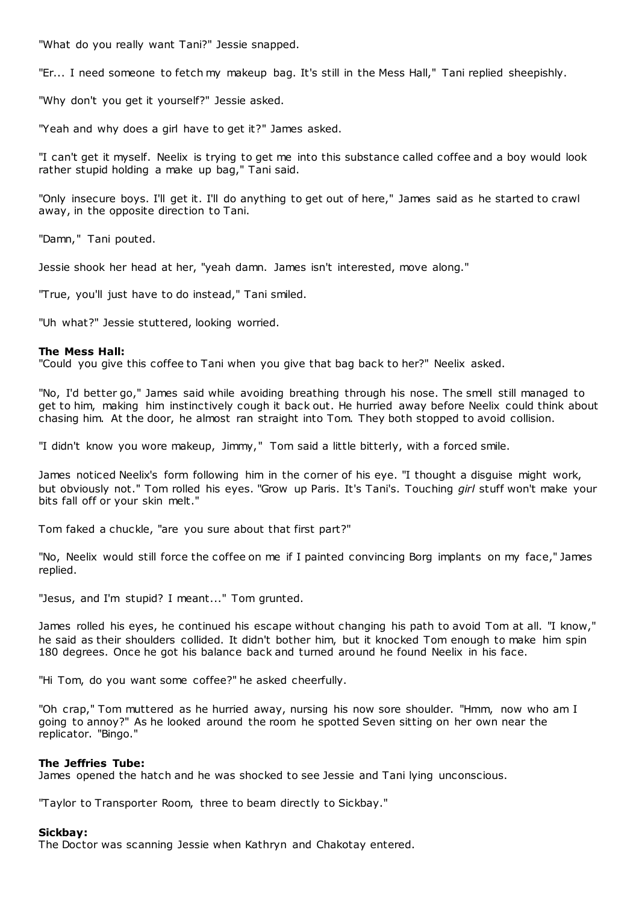"What do you really want Tani?" Jessie snapped.

"Er... I need someone to fetch my makeup bag. It's still in the Mess Hall," Tani replied sheepishly.

"Why don't you get it yourself?" Jessie asked.

"Yeah and why does a girl have to get it?" James asked.

"I can't get it myself. Neelix is trying to get me into this substance called coffee and a boy would look rather stupid holding a make up bag," Tani said.

"Only insecure boys. I'll get it. I'll do anything to get out of here," James said as he started to crawl away, in the opposite direction to Tani.

"Damn," Tani pouted.

Jessie shook her head at her, "yeah damn. James isn't interested, move along."

"True, you'll just have to do instead," Tani smiled.

"Uh what?" Jessie stuttered, looking worried.

**The Mess Hall:**
"Could you give this coffee to Tani when you give that bag back to her?" Neelix asked.

"No, I'd better go," James said while avoiding breathing through his nose. The smell still managed to get to him, making him instinctively cough it back out. He hurried away before Neelix could think about chasing him. At the door, he almost ran straight into Tom. They both stopped to avoid collision.

"I didn't know you wore makeup, Jimmy," Tom said a little bitterly, with a forced smile.

James noticed Neelix's form following him in the corner of his eye. "I thought a disguise might work, but obviously not." Tom rolled his eyes. "Grow up Paris. It's Tani's. Touching *girl* stuff won't make your bits fall off or your skin melt."

Tom faked a chuckle, "are you sure about that first part?"

"No, Neelix would still force the coffee on me if I painted convincing Borg implants on my face," James replied.

"Jesus, and I'm stupid? I meant..." Tom grunted.

James rolled his eyes, he continued his escape without changing his path to avoid Tom at all. "I know," he said as their shoulders collided. It didn't bother him, but it knocked Tom enough to make him spin 180 degrees. Once he got his balance back and turned around he found Neelix in his face.

"Hi Tom, do you want some coffee?" he asked cheerfully.

"Oh crap," Tom muttered as he hurried away, nursing his now sore shoulder. "Hmm, now who am I going to annoy?" As he looked around the room he spotted Seven sitting on her own near the replicator. "Bingo."

**The Jeffries Tube:**
James opened the hatch and he was shocked to see Jessie and Tani lying unconscious.

"Taylor to Transporter Room, three to beam directly to Sickbay."

**Sickbay:**
The Doctor was scanning Jessie when Kathryn and Chakotay entered.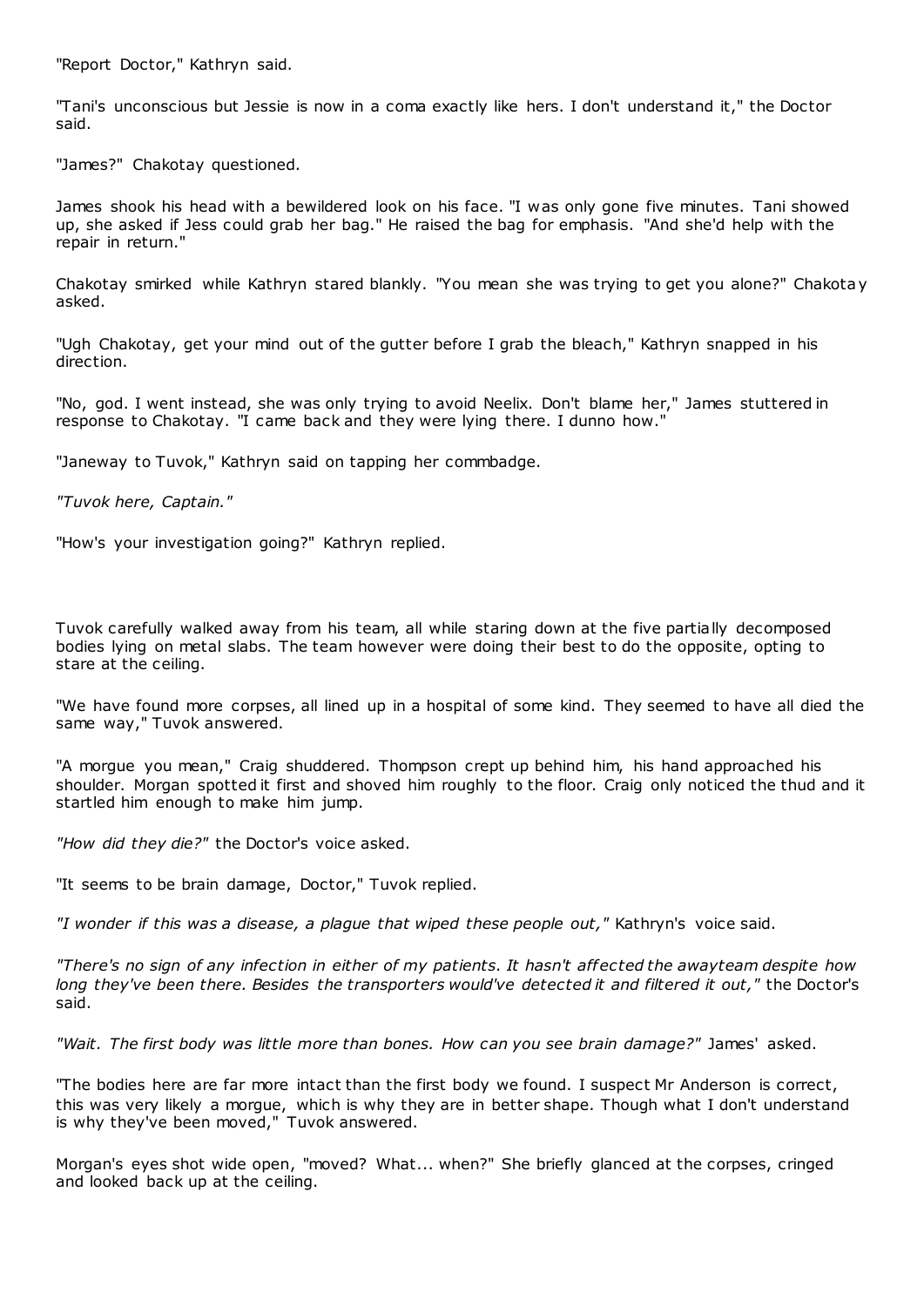"Report Doctor," Kathryn said.

"Tani's unconscious but Jessie is now in a coma exactly like hers. I don't understand it," the Doctor said.

"James?" Chakotay questioned.

James shook his head with a bewildered look on his face. "I was only gone five minutes. Tani showed up, she asked if Jess could grab her bag." He raised the bag for emphasis. "And she'd help with the repair in return."

Chakotay smirked while Kathryn stared blankly. "You mean she was trying to get you alone?" Chakotay asked.

"Ugh Chakotay, get your mind out of the gutter before I grab the bleach," Kathryn snapped in his direction.

"No, god. I went instead, she was only trying to avoid Neelix. Don't blame her," James stuttered in response to Chakotay. "I came back and they were lying there. I dunno how."

"Janeway to Tuvok," Kathryn said on tapping her commbadge.

*"Tuvok here, Captain."*

"How's your investigation going?" Kathryn replied.

Tuvok carefully walked away from his team, all while staring down at the five partially decomposed bodies lying on metal slabs. The team however were doing their best to do the opposite, opting to stare at the ceiling.

"We have found more corpses, all lined up in a hospital of some kind. They seemed to have all died the same way," Tuvok answered.

"A morgue you mean," Craig shuddered. Thompson crept up behind him, his hand approached his shoulder. Morgan spotted it first and shoved him roughly to the floor. Craig only noticed the thud and it startled him enough to make him jump.

*"How did they die?"* the Doctor's voice asked.

"It seems to be brain damage, Doctor," Tuvok replied.

*"I wonder if this was a disease, a plague that wiped these people out,"* Kathryn's voice said.

*"There's no sign of any infection in either of my patients. It hasn't affected the awayteam despite how long they've been there. Besides the transporters would've detected it and filtered it out,"* the Doctor's said.

*"Wait. The first body was little more than bones. How can you see brain damage?"* James' asked.

"The bodies here are far more intact than the first body we found. I suspect Mr Anderson is correct, this was very likely a morgue, which is why they are in better shape. Though what I don't understand is why they've been moved," Tuvok answered.

Morgan's eyes shot wide open, "moved? What... when?" She briefly glanced at the corpses, cringed and looked back up at the ceiling.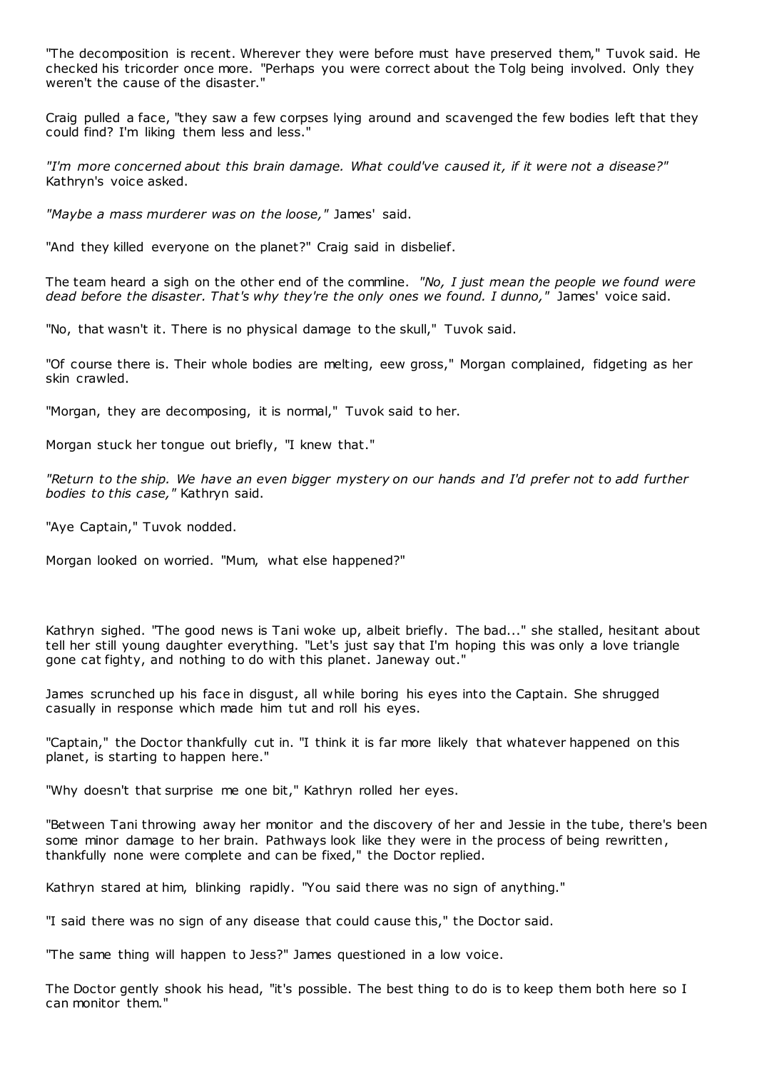"The decomposition is recent. Wherever they were before must have preserved them," Tuvok said. He checked his tricorder once more. "Perhaps you were correct about the Tolg being involved. Only they weren't the cause of the disaster."

Craig pulled a face, "they saw a few corpses lying around and scavenged the few bodies left that they could find? I'm liking them less and less."

*"I'm more concerned about this brain damage. What could've caused it, if it were not a disease?"* Kathryn's voice asked.

*"Maybe a mass murderer was on the loose,"* James' said.

"And they killed everyone on the planet?" Craig said in disbelief.

The team heard a sigh on the other end of the commline. *"No, I just mean the people we found were dead before the disaster. That's why they're the only ones we found. I dunno,"* James' voice said.

"No, that wasn't it. There is no physical damage to the skull," Tuvok said.

"Of course there is. Their whole bodies are melting, eew gross," Morgan complained, fidgeting as her skin crawled.

"Morgan, they are decomposing, it is normal," Tuvok said to her.

Morgan stuck her tongue out briefly, "I knew that."

*"Return to the ship. We have an even bigger mystery on our hands and I'd prefer not to add further bodies to this case,"* Kathryn said.

"Aye Captain," Tuvok nodded.

Morgan looked on worried. "Mum, what else happened?"

Kathryn sighed. "The good news is Tani woke up, albeit briefly. The bad..." she stalled, hesitant about tell her still young daughter everything. "Let's just say that I'm hoping this was only a love triangle gone cat fighty, and nothing to do with this planet. Janeway out."

James scrunched up his face in disgust, all while boring his eyes into the Captain. She shrugged casually in response which made him tut and roll his eyes.

"Captain," the Doctor thankfully cut in. "I think it is far more likely that whatever happened on this planet, is starting to happen here."

"Why doesn't that surprise me one bit," Kathryn rolled her eyes.

"Between Tani throwing away her monitor and the discovery of her and Jessie in the tube, there's been some minor damage to her brain. Pathways look like they were in the process of being rewritten, thankfully none were complete and can be fixed," the Doctor replied.

Kathryn stared at him, blinking rapidly. "You said there was no sign of anything."

"I said there was no sign of any disease that could cause this," the Doctor said.

"The same thing will happen to Jess?" James questioned in a low voice.

The Doctor gently shook his head, "it's possible. The best thing to do is to keep them both here so I can monitor them."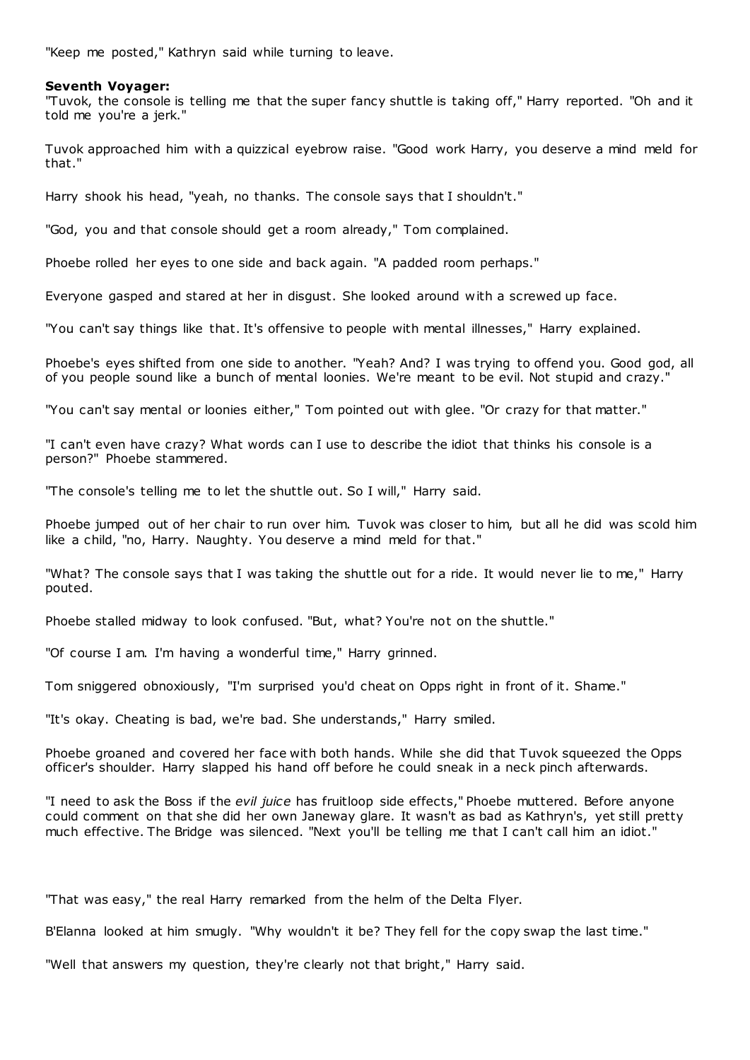"Keep me posted," Kathryn said while turning to leave.

**Seventh Voyager:**

"Tuvok, the console is telling me that the super fancy shuttle is taking off," Harry reported. "Oh and it told me you're a jerk."

Tuvok approached him with a quizzical eyebrow raise. "Good work Harry, you deserve a mind meld for that."

Harry shook his head, "yeah, no thanks. The console says that I shouldn't."

"God, you and that console should get a room already," Tom complained.

Phoebe rolled her eyes to one side and back again. "A padded room perhaps."

Everyone gasped and stared at her in disgust. She looked around with a screwed up face.

"You can't say things like that. It's offensive to people with mental illnesses," Harry explained.

Phoebe's eyes shifted from one side to another. "Yeah? And? I was trying to offend you. Good god, all of you people sound like a bunch of mental loonies. We're meant to be evil. Not stupid and crazy."

"You can't say mental or loonies either," Tom pointed out with glee. "Or crazy for that matter."

"I can't even have crazy? What words can I use to describe the idiot that thinks his console is a person?" Phoebe stammered.

"The console's telling me to let the shuttle out. So I will," Harry said.

Phoebe jumped out of her chair to run over him. Tuvok was closer to him, but all he did was scold him like a child, "no, Harry. Naughty. You deserve a mind meld for that."

"What? The console says that I was taking the shuttle out for a ride. It would never lie to me," Harry pouted.

Phoebe stalled midway to look confused. "But, what? You're not on the shuttle."

"Of course I am. I'm having a wonderful time," Harry grinned.

Tom sniggered obnoxiously, "I'm surprised you'd cheat on Opps right in front of it. Shame."

"It's okay. Cheating is bad, we're bad. She understands," Harry smiled.

Phoebe groaned and covered her face with both hands. While she did that Tuvok squeezed the Opps officer's shoulder. Harry slapped his hand off before he could sneak in a neck pinch afterwards.

"I need to ask the Boss if the *evil juice* has fruitloop side effects," Phoebe muttered. Before anyone could comment on that she did her own Janeway glare. It wasn't as bad as Kathryn's, yet still pretty much effective. The Bridge was silenced. "Next you'll be telling me that I can't call him an idiot."

"That was easy," the real Harry remarked from the helm of the Delta Flyer.

B'Elanna looked at him smugly. "Why wouldn't it be? They fell for the copy swap the last time."

"Well that answers my question, they're clearly not that bright," Harry said.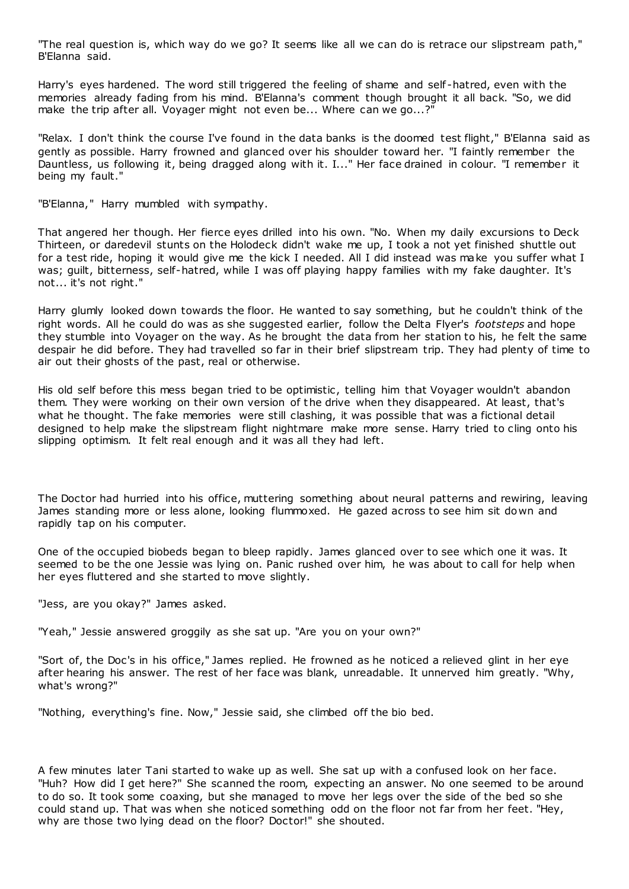"The real question is, which way do we go? It seems like all we can do is retrace our slipstream path," B'Elanna said.

Harry's eyes hardened. The word still triggered the feeling of shame and self-hatred, even with the memories already fading from his mind. B'Elanna's comment though brought it all back. "So, we did make the trip after all. Voyager might not even be... Where can we go...?"

"Relax. I don't think the course I've found in the data banks is the doomed test flight," B'Elanna said as gently as possible. Harry frowned and glanced over his shoulder toward her. "I faintly remember the Dauntless, us following it, being dragged along with it. I..." Her face drained in colour. "I remember it being my fault."

"B'Elanna," Harry mumbled with sympathy.

That angered her though. Her fierce eyes drilled into his own. "No. When my daily excursions to Deck Thirteen, or daredevil stunts on the Holodeck didn't wake me up, I took a not yet finished shuttle out for a test ride, hoping it would give me the kick I needed. All I did instead was make you suffer what I was; guilt, bitterness, self-hatred, while I was off playing happy families with my fake daughter. It's not... it's not right."

Harry glumly looked down towards the floor. He wanted to say something, but he couldn't think of the right words. All he could do was as she suggested earlier, follow the Delta Flyer's *footsteps* and hope they stumble into Voyager on the way. As he brought the data from her station to his, he felt the same despair he did before. They had travelled so far in their brief slipstream trip. They had plenty of time to air out their ghosts of the past, real or otherwise.

His old self before this mess began tried to be optimistic, telling him that Voyager wouldn't abandon them. They were working on their own version of the drive when they disappeared. At least, that's what he thought. The fake memories were still clashing, it was possible that was a fictional detail designed to help make the slipstream flight nightmare make more sense. Harry tried to cling onto his slipping optimism. It felt real enough and it was all they had left.

The Doctor had hurried into his office, muttering something about neural patterns and rewiring, leaving James standing more or less alone, looking flummoxed. He gazed across to see him sit down and rapidly tap on his computer.

One of the occupied biobeds began to bleep rapidly. James glanced over to see which one it was. It seemed to be the one Jessie was lying on. Panic rushed over him, he was about to call for help when her eyes fluttered and she started to move slightly.

"Jess, are you okay?" James asked.

"Yeah," Jessie answered groggily as she sat up. "Are you on your own?"

"Sort of, the Doc's in his office," James replied. He frowned as he noticed a relieved glint in her eye after hearing his answer. The rest of her face was blank, unreadable. It unnerved him greatly. "Why, what's wrong?"

"Nothing, everything's fine. Now," Jessie said, she climbed off the bio bed.

A few minutes later Tani started to wake up as well. She sat up with a confused look on her face. "Huh? How did I get here?" She scanned the room, expecting an answer. No one seemed to be around to do so. It took some coaxing, but she managed to move her legs over the side of the bed so she could stand up. That was when she noticed something odd on the floor not far from her feet. "Hey, why are those two lying dead on the floor? Doctor!" she shouted.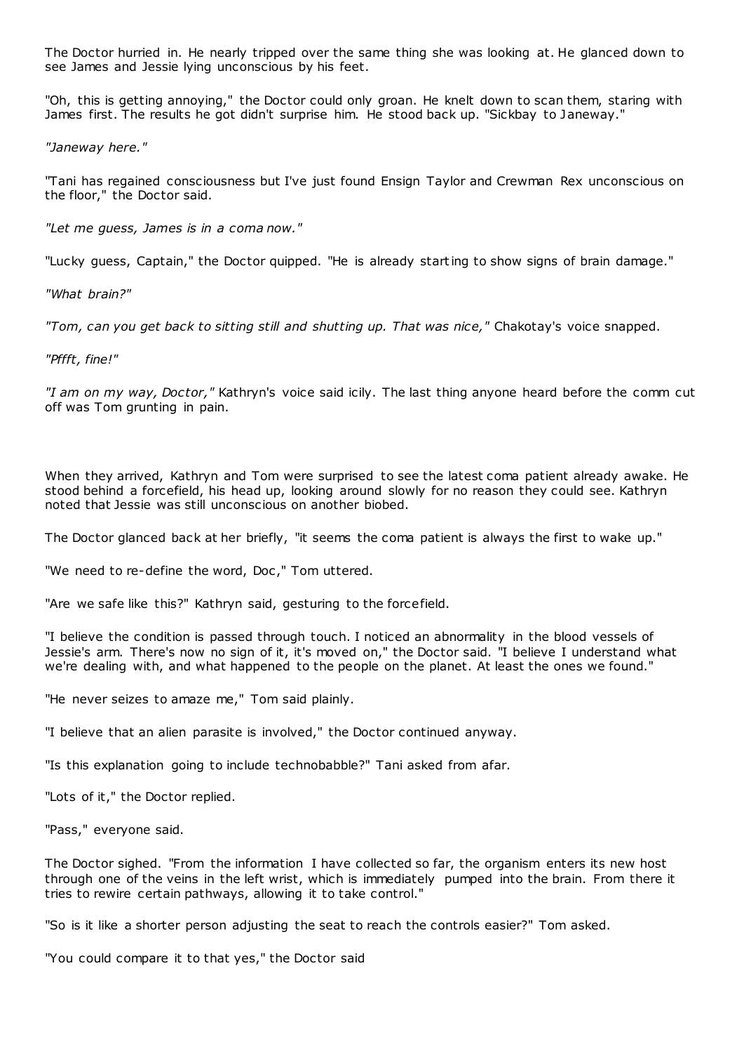The Doctor hurried in. He nearly tripped over the same thing she was looking at. He glanced down to see James and Jessie lying unconscious by his feet.

"Oh, this is getting annoying," the Doctor could only groan. He knelt down to scan them, staring with James first. The results he got didn't surprise him. He stood back up. "Sickbay to Janeway."

*"Janeway here."*

"Tani has regained consciousness but I've just found Ensign Taylor and Crewman Rex unconscious on the floor," the Doctor said.

*"Let me guess, James is in a coma now."*

"Lucky guess, Captain," the Doctor quipped. "He is already starting to show signs of brain damage."

*"What brain?"*

*"Tom, can you get back to sitting still and shutting up. That was nice,"* Chakotay's voice snapped.

*"Pffft, fine!"*

*"I am on my way, Doctor,"* Kathryn's voice said icily. The last thing anyone heard before the comm cut off was Tom grunting in pain.

When they arrived, Kathryn and Tom were surprised to see the latest coma patient already awake. He stood behind a forcefield, his head up, looking around slowly for no reason they could see. Kathryn noted that Jessie was still unconscious on another biobed.

The Doctor glanced back at her briefly, "it seems the coma patient is always the first to wake up."

"We need to re-define the word, Doc," Tom uttered.

"Are we safe like this?" Kathryn said, gesturing to the forcefield.

"I believe the condition is passed through touch. I noticed an abnormality in the blood vessels of Jessie's arm. There's now no sign of it, it's moved on," the Doctor said. "I believe I understand what we're dealing with, and what happened to the people on the planet. At least the ones we found."

"He never seizes to amaze me," Tom said plainly.

"I believe that an alien parasite is involved," the Doctor continued anyway.

"Is this explanation going to include technobabble?" Tani asked from afar.

"Lots of it," the Doctor replied.

"Pass," everyone said.

The Doctor sighed. "From the information I have collected so far, the organism enters its new host through one of the veins in the left wrist, which is immediately pumped into the brain. From there it tries to rewire certain pathways, allowing it to take control."

"So is it like a shorter person adjusting the seat to reach the controls easier?" Tom asked.

"You could compare it to that yes," the Doctor said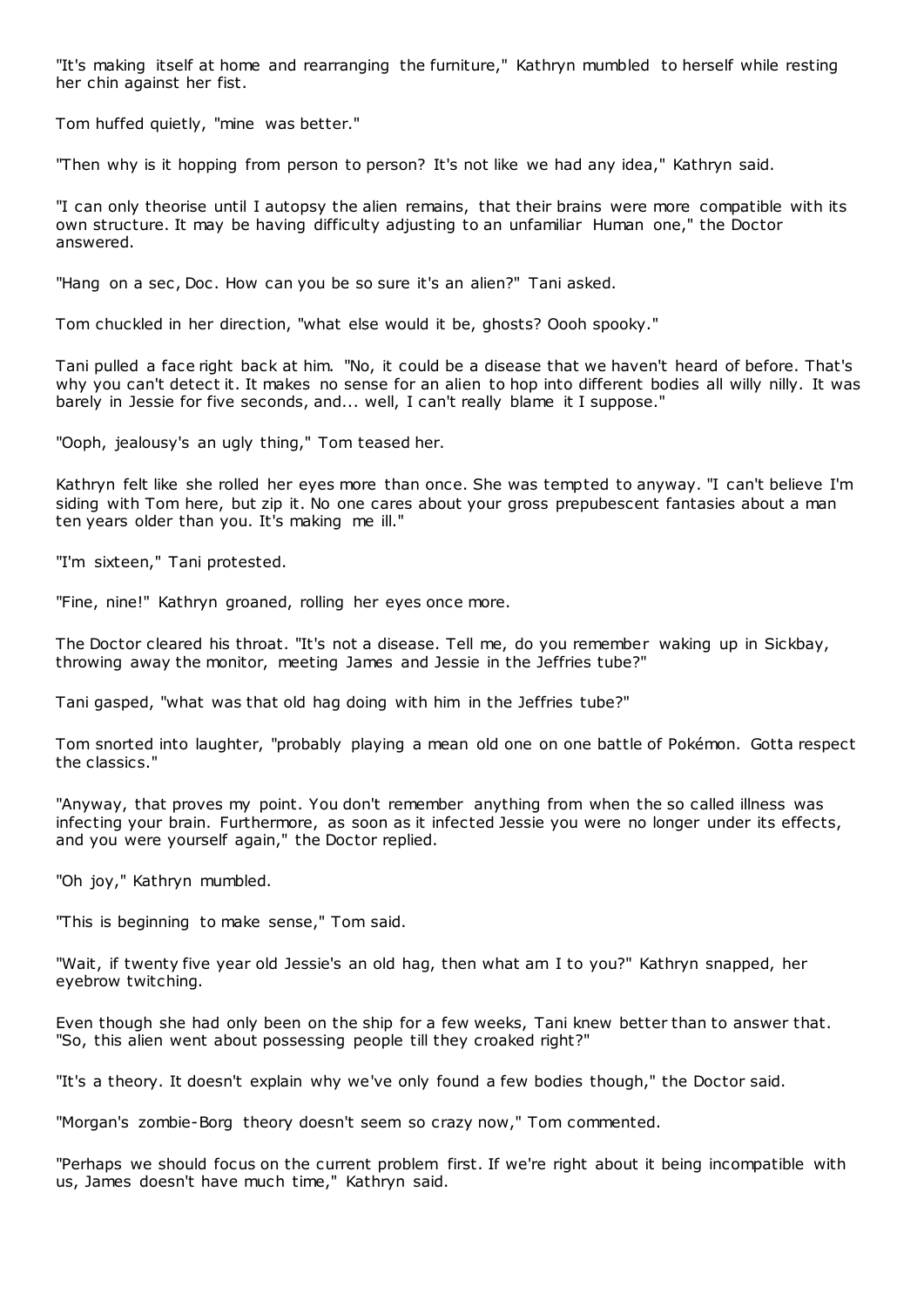"It's making itself at home and rearranging the furniture," Kathryn mumbled to herself while resting her chin against her fist.

Tom huffed quietly, "mine was better."

"Then why is it hopping from person to person? It's not like we had any idea," Kathryn said.

"I can only theorise until I autopsy the alien remains, that their brains were more compatible with its own structure. It may be having difficulty adjusting to an unfamiliar Human one," the Doctor answered.

"Hang on a sec, Doc. How can you be so sure it's an alien?" Tani asked.

Tom chuckled in her direction, "what else would it be, ghosts? Oooh spooky."

Tani pulled a face right back at him. "No, it could be a disease that we haven't heard of before. That's why you can't detect it. It makes no sense for an alien to hop into different bodies all willy nilly. It was barely in Jessie for five seconds, and... well, I can't really blame it I suppose."

"Ooph, jealousy's an ugly thing," Tom teased her.

Kathryn felt like she rolled her eyes more than once. She was tempted to anyway. "I can't believe I'm siding with Tom here, but zip it. No one cares about your gross prepubescent fantasies about a man ten years older than you. It's making me ill."

"I'm sixteen," Tani protested.

"Fine, nine!" Kathryn groaned, rolling her eyes once more.

The Doctor cleared his throat. "It's not a disease. Tell me, do you remember waking up in Sickbay, throwing away the monitor, meeting James and Jessie in the Jeffries tube?"

Tani gasped, "what was that old hag doing with him in the Jeffries tube?"

Tom snorted into laughter, "probably playing a mean old one on one battle of Pokémon. Gotta respect the classics."

"Anyway, that proves my point. You don't remember anything from when the so called illness was infecting your brain. Furthermore, as soon as it infected Jessie you were no longer under its effects, and you were yourself again," the Doctor replied.

"Oh joy," Kathryn mumbled.

"This is beginning to make sense," Tom said.

"Wait, if twenty five year old Jessie's an old hag, then what am I to you?" Kathryn snapped, her eyebrow twitching.

Even though she had only been on the ship for a few weeks, Tani knew better than to answer that. "So, this alien went about possessing people till they croaked right?"

"It's a theory. It doesn't explain why we've only found a few bodies though," the Doctor said.

"Morgan's zombie-Borg theory doesn't seem so crazy now," Tom commented.

"Perhaps we should focus on the current problem first. If we're right about it being incompatible with us, James doesn't have much time," Kathryn said.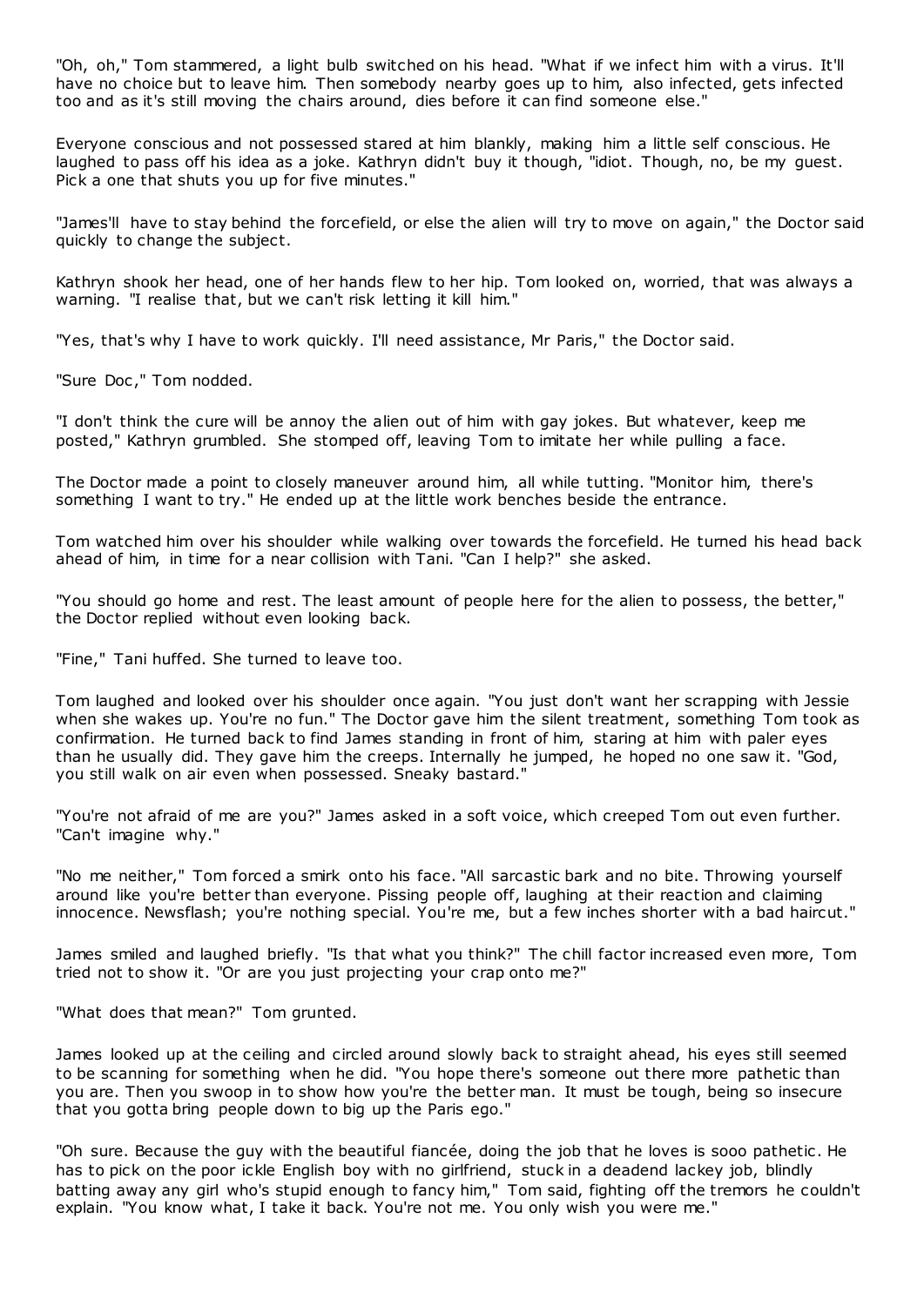"Oh, oh," Tom stammered, a light bulb switched on his head. "What if we infect him with a virus. It'll have no choice but to leave him. Then somebody nearby goes up to him, also infected, gets infected too and as it's still moving the chairs around, dies before it can find someone else."

Everyone conscious and not possessed stared at him blankly, making him a little self conscious. He laughed to pass off his idea as a joke. Kathryn didn't buy it though, "idiot. Though, no, be my guest. Pick a one that shuts you up for five minutes."

"James'll have to stay behind the forcefield, or else the alien will try to move on again," the Doctor said quickly to change the subject.

Kathryn shook her head, one of her hands flew to her hip. Tom looked on, worried, that was always a warning. "I realise that, but we can't risk letting it kill him."

"Yes, that's why I have to work quickly. I'll need assistance, Mr Paris," the Doctor said.

"Sure Doc," Tom nodded.

"I don't think the cure will be annoy the alien out of him with gay jokes. But whatever, keep me posted," Kathryn grumbled. She stomped off, leaving Tom to imitate her while pulling a face.

The Doctor made a point to closely maneuver around him, all while tutting. "Monitor him, there's something I want to try." He ended up at the little work benches beside the entrance.

Tom watched him over his shoulder while walking over towards the forcefield. He turned his head back ahead of him, in time for a near collision with Tani. "Can I help?" she asked.

"You should go home and rest. The least amount of people here for the alien to possess, the better," the Doctor replied without even looking back.

"Fine," Tani huffed. She turned to leave too.

Tom laughed and looked over his shoulder once again. "You just don't want her scrapping with Jessie when she wakes up. You're no fun." The Doctor gave him the silent treatment, something Tom took as confirmation. He turned back to find James standing in front of him, staring at him with paler eyes than he usually did. They gave him the creeps. Internally he jumped, he hoped no one saw it. "God, you still walk on air even when possessed. Sneaky bastard."

"You're not afraid of me are you?" James asked in a soft voice, which creeped Tom out even further. "Can't imagine why."

"No me neither," Tom forced a smirk onto his face. "All sarcastic bark and no bite. Throwing yourself around like you're better than everyone. Pissing people off, laughing at their reaction and claiming innocence. Newsflash; you're nothing special. You're me, but a few inches shorter with a bad haircut."

James smiled and laughed briefly. "Is that what you think?" The chill factor increased even more, Tom tried not to show it. "Or are you just projecting your crap onto me?"

"What does that mean?" Tom grunted.

James looked up at the ceiling and circled around slowly back to straight ahead, his eyes still seemed to be scanning for something when he did. "You hope there's someone out there more pathetic than you are. Then you swoop in to show how you're the better man. It must be tough, being so insecure that you gotta bring people down to big up the Paris ego."

"Oh sure. Because the guy with the beautiful fiancée, doing the job that he loves is sooo pathetic. He has to pick on the poor ickle English boy with no girlfriend, stuck in a deadend lackey job, blindly batting away any girl who's stupid enough to fancy him," Tom said, fighting off the tremors he couldn't explain. "You know what, I take it back. You're not me. You only wish you were me."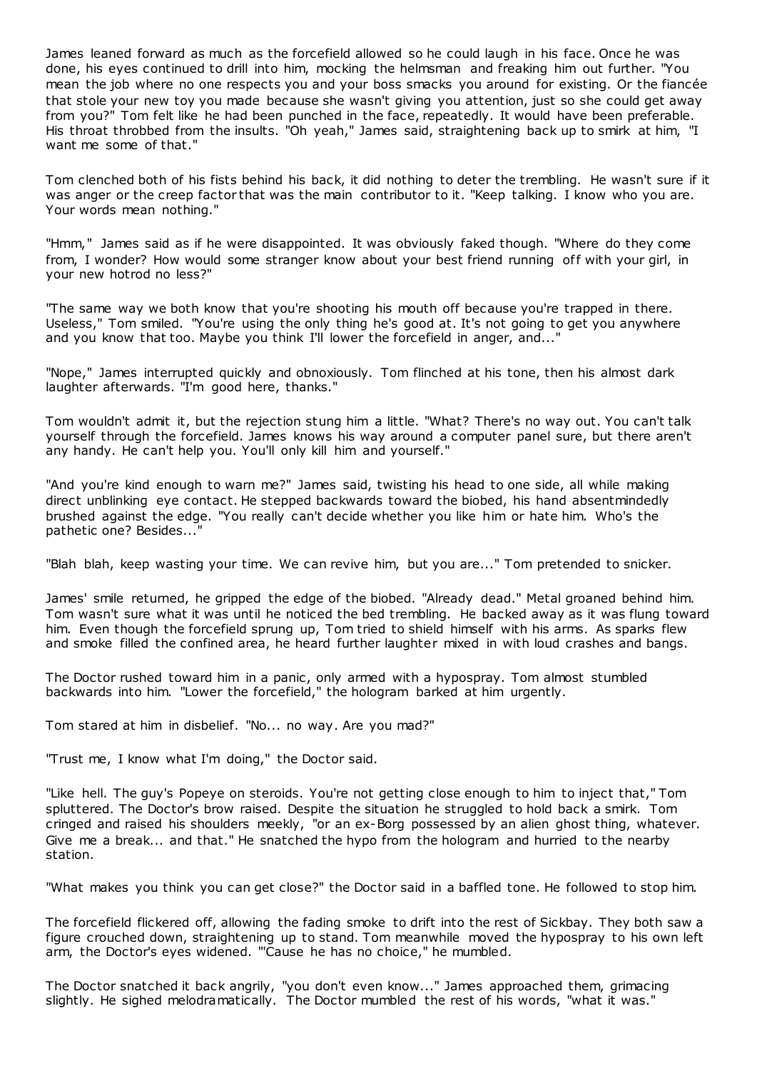James leaned forward as much as the forcefield allowed so he could laugh in his face. Once he was done, his eyes continued to drill into him, mocking the helmsman and freaking him out further. "You mean the job where no one respects you and your boss smacks you around for existing. Or the fiancée that stole your new toy you made because she wasn't giving you attention, just so she could get away from you?" Tom felt like he had been punched in the face, repeatedly. It would have been preferable. His throat throbbed from the insults. "Oh yeah," James said, straightening back up to smirk at him, "I want me some of that."

Tom clenched both of his fists behind his back, it did nothing to deter the trembling. He wasn't sure if it was anger or the creep factor that was the main contributor to it. "Keep talking. I know who you are. Your words mean nothing."

"Hmm," James said as if he were disappointed. It was obviously faked though. "Where do they come from, I wonder? How would some stranger know about your best friend running off with your girl, in your new hotrod no less?"

"The same way we both know that you're shooting his mouth off because you're trapped in there. Useless," Tom smiled. "You're using the only thing he's good at. It's not going to get you anywhere and you know that too. Maybe you think I'll lower the forcefield in anger, and..."

"Nope," James interrupted quickly and obnoxiously. Tom flinched at his tone, then his almost dark laughter afterwards. "I'm good here, thanks."

Tom wouldn't admit it, but the rejection stung him a little. "What? There's no way out. You can't talk yourself through the forcefield. James knows his way around a computer panel sure, but there aren't any handy. He can't help you. You'll only kill him and yourself."

"And you're kind enough to warn me?" James said, twisting his head to one side, all while making direct unblinking eye contact. He stepped backwards toward the biobed, his hand absentmindedly brushed against the edge. "You really can't decide whether you like him or hate him. Who's the pathetic one? Besides..."

"Blah blah, keep wasting your time. We can revive him, but you are..." Tom pretended to snicker.

James' smile returned, he gripped the edge of the biobed. "Already dead." Metal groaned behind him. Tom wasn't sure what it was until he noticed the bed trembling. He backed away as it was flung toward him. Even though the forcefield sprung up, Tom tried to shield himself with his arms. As sparks flew and smoke filled the confined area, he heard further laughter mixed in with loud crashes and bangs.

The Doctor rushed toward him in a panic, only armed with a hypospray. Tom almost stumbled backwards into him. "Lower the forcefield," the hologram barked at him urgently.

Tom stared at him in disbelief. "No... no way. Are you mad?"

"Trust me, I know what I'm doing," the Doctor said.

"Like hell. The guy's Popeye on steroids. You're not getting close enough to him to inject that," Tom spluttered. The Doctor's brow raised. Despite the situation he struggled to hold back a smirk. Tom cringed and raised his shoulders meekly, "or an ex-Borg possessed by an alien ghost thing, whatever. Give me a break... and that." He snatched the hypo from the hologram and hurried to the nearby station.

"What makes you think you can get close?" the Doctor said in a baffled tone. He followed to stop him.

The forcefield flickered off, allowing the fading smoke to drift into the rest of Sickbay. They both saw a figure crouched down, straightening up to stand. Tom meanwhile moved the hypospray to his own left arm, the Doctor's eyes widened. "'Cause he has no choice," he mumbled.

The Doctor snatched it back angrily, "you don't even know..." James approached them, grimacing slightly. He sighed melodramatically. The Doctor mumbled the rest of his words, "what it was."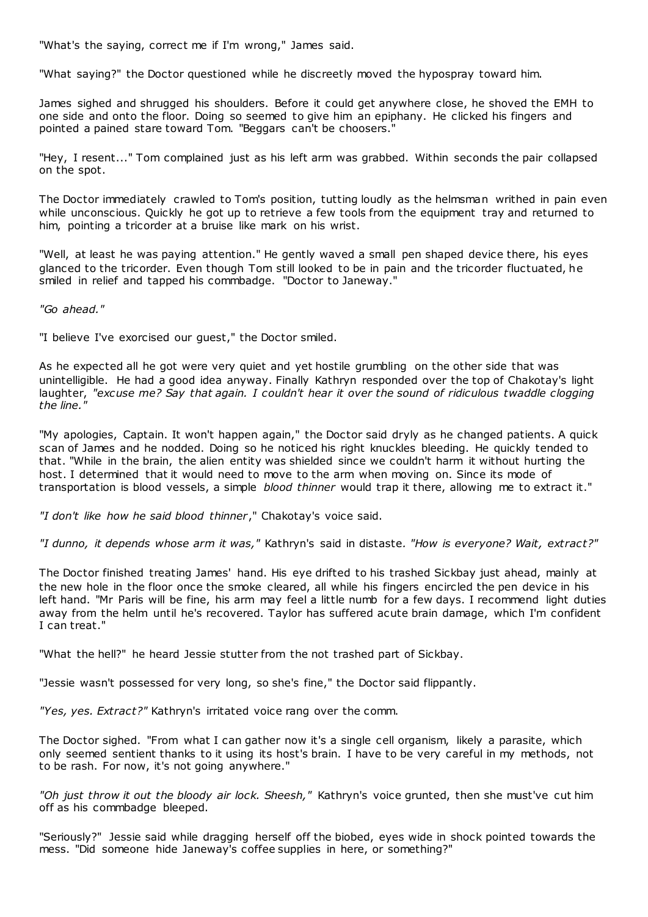"What's the saying, correct me if I'm wrong," James said.

"What saying?" the Doctor questioned while he discreetly moved the hypospray toward him.

James sighed and shrugged his shoulders. Before it could get anywhere close, he shoved the EMH to one side and onto the floor. Doing so seemed to give him an epiphany. He clicked his fingers and pointed a pained stare toward Tom. "Beggars can't be choosers."

"Hey, I resent..." Tom complained just as his left arm was grabbed. Within seconds the pair collapsed on the spot.

The Doctor immediately crawled to Tom's position, tutting loudly as the helmsman writhed in pain even while unconscious. Quickly he got up to retrieve a few tools from the equipment tray and returned to him, pointing a tricorder at a bruise like mark on his wrist.

"Well, at least he was paying attention." He gently waved a small pen shaped device there, his eyes glanced to the tricorder. Even though Tom still looked to be in pain and the tricorder fluctuated, he smiled in relief and tapped his commbadge. "Doctor to Janeway."

*"Go ahead."*

"I believe I've exorcised our guest," the Doctor smiled.

As he expected all he got were very quiet and yet hostile grumbling on the other side that was unintelligible. He had a good idea anyway. Finally Kathryn responded over the top of Chakotay's light laughter, *"excuse me? Say that again. I couldn't hear it over the sound of ridiculous twaddle clogging the line."*

"My apologies, Captain. It won't happen again," the Doctor said dryly as he changed patients. A quick scan of James and he nodded. Doing so he noticed his right knuckles bleeding. He quickly tended to that. "While in the brain, the alien entity was shielded since we couldn't harm it without hurting the host. I determined that it would need to move to the arm when moving on. Since its mode of transportation is blood vessels, a simple *blood thinner* would trap it there, allowing me to extract it."

*"I don't like how he said blood thinner*," Chakotay's voice said.

*"I dunno, it depends whose arm it was,"* Kathryn's said in distaste. *"How is everyone? Wait, extract?"*

The Doctor finished treating James' hand. His eye drifted to his trashed Sickbay just ahead, mainly at the new hole in the floor once the smoke cleared, all while his fingers encircled the pen device in his left hand. "Mr Paris will be fine, his arm may feel a little numb for a few days. I recommend light duties away from the helm until he's recovered. Taylor has suffered acute brain damage, which I'm confident I can treat."

"What the hell?" he heard Jessie stutter from the not trashed part of Sickbay.

"Jessie wasn't possessed for very long, so she's fine," the Doctor said flippantly.

*"Yes, yes. Extract?"* Kathryn's irritated voice rang over the comm.

The Doctor sighed. "From what I can gather now it's a single cell organism, likely a parasite, which only seemed sentient thanks to it using its host's brain. I have to be very careful in my methods, not to be rash. For now, it's not going anywhere."

*"Oh just throw it out the bloody air lock. Sheesh,"* Kathryn's voice grunted, then she must've cut him off as his commbadge bleeped.

"Seriously?" Jessie said while dragging herself off the biobed, eyes wide in shock pointed towards the mess. "Did someone hide Janeway's coffee supplies in here, or something?"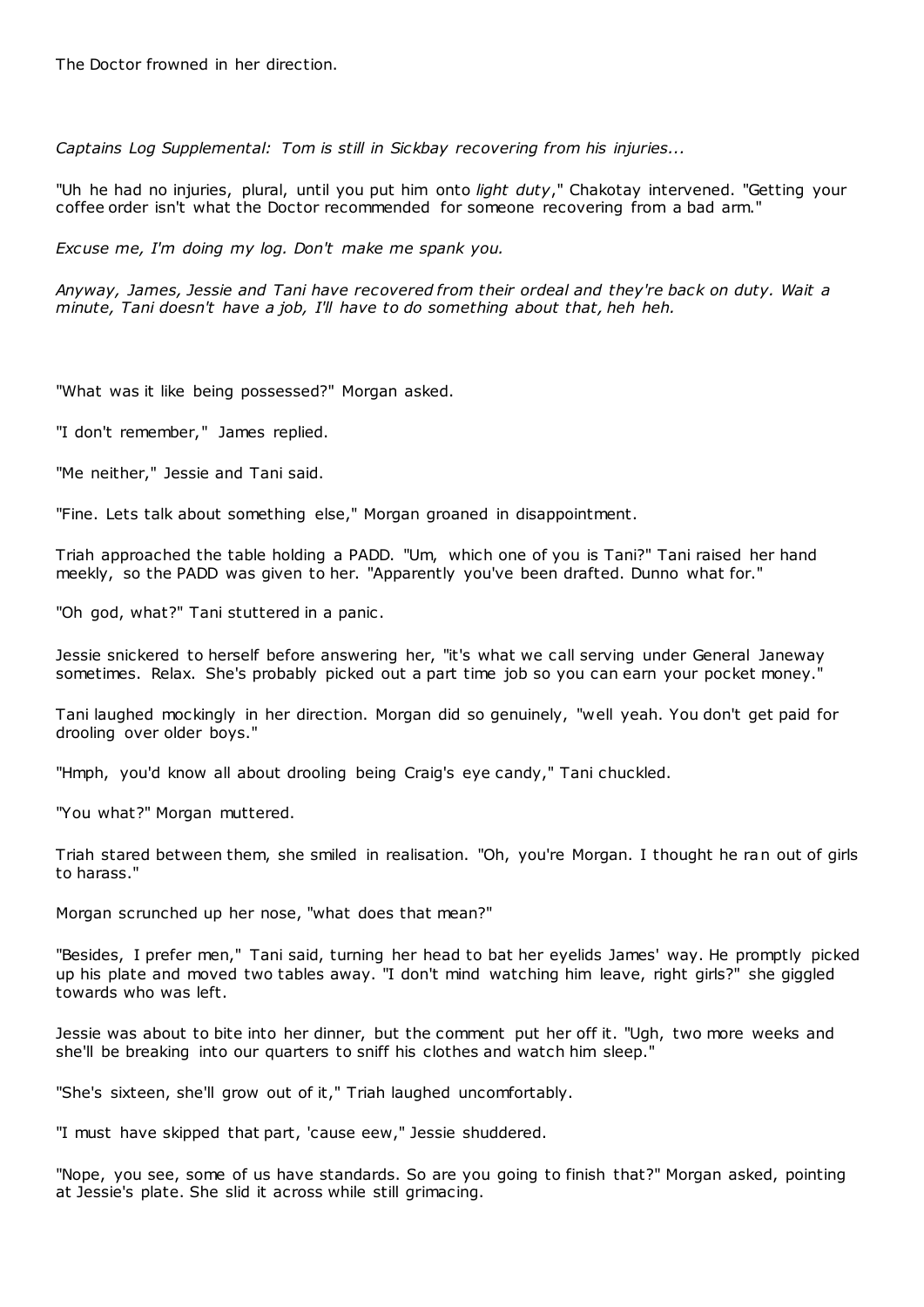The Doctor frowned in her direction.

*Captains Log Supplemental: Tom is still in Sickbay recovering from his injuries...*

"Uh he had no injuries, plural, until you put him onto *light duty*," Chakotay intervened. "Getting your coffee order isn't what the Doctor recommended for someone recovering from a bad arm."

*Excuse me, I'm doing my log. Don't make me spank you.*

*Anyway, James, Jessie and Tani have recovered from their ordeal and they're back on duty. Wait a minute, Tani doesn't have a job, I'll have to do something about that, heh heh.*

"What was it like being possessed?" Morgan asked.

"I don't remember," James replied.

"Me neither," Jessie and Tani said.

"Fine. Lets talk about something else," Morgan groaned in disappointment.

Triah approached the table holding a PADD. "Um, which one of you is Tani?" Tani raised her hand meekly, so the PADD was given to her. "Apparently you've been drafted. Dunno what for."

"Oh god, what?" Tani stuttered in a panic.

Jessie snickered to herself before answering her, "it's what we call serving under General Janeway sometimes. Relax. She's probably picked out a part time job so you can earn your pocket money."

Tani laughed mockingly in her direction. Morgan did so genuinely, "well yeah. You don't get paid for drooling over older boys."

"Hmph, you'd know all about drooling being Craig's eye candy," Tani chuckled.

"You what?" Morgan muttered.

Triah stared between them, she smiled in realisation. "Oh, you're Morgan. I thought he ran out of girls to harass."

Morgan scrunched up her nose, "what does that mean?"

"Besides, I prefer men," Tani said, turning her head to bat her eyelids James' way. He promptly picked up his plate and moved two tables away. "I don't mind watching him leave, right girls?" she giggled towards who was left.

Jessie was about to bite into her dinner, but the comment put her off it. "Ugh, two more weeks and she'll be breaking into our quarters to sniff his clothes and watch him sleep."

"She's sixteen, she'll grow out of it," Triah laughed uncomfortably.

"I must have skipped that part, 'cause eew," Jessie shuddered.

"Nope, you see, some of us have standards. So are you going to finish that?" Morgan asked, pointing at Jessie's plate. She slid it across while still grimacing.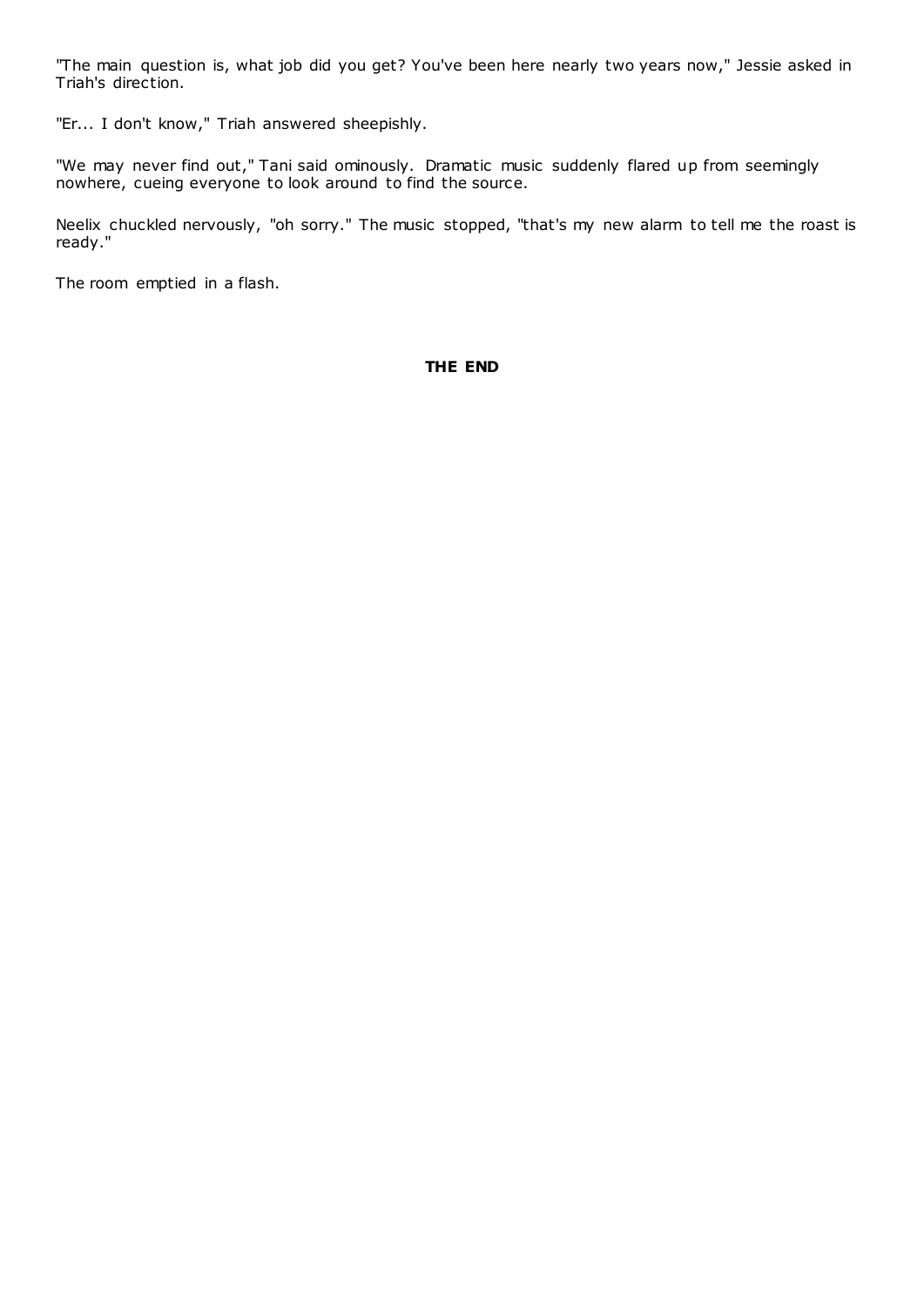"The main question is, what job did you get? You've been here nearly two years now," Jessie asked in Triah's direction.

"Er... I don't know," Triah answered sheepishly.

"We may never find out," Tani said ominously. Dramatic music suddenly flared up from seemingly nowhere, cueing everyone to look around to find the source.

Neelix chuckled nervously, "oh sorry." The music stopped, "that's my new alarm to tell me the roast is ready."

The room emptied in a flash.

**THE END**